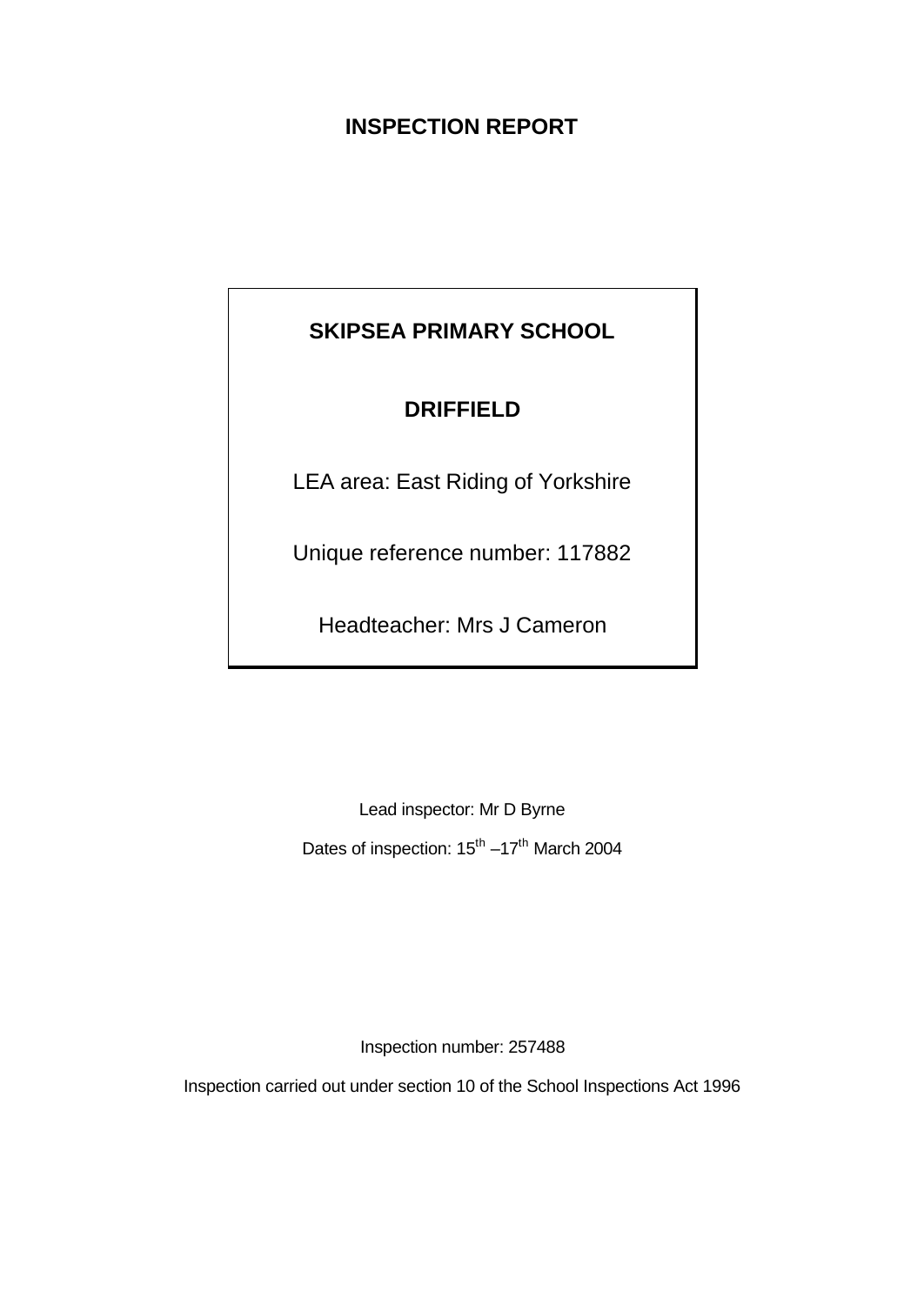# INSPECTION REPORT

## SKIPSEA PRIMARY SCHOOL

## DRIFFIELD

LEA area: East Riding of Yorkshire

Unique reference number: 117882

Headteacher: Mrs J Cameron

Lead inspector: Mr D Byrne

Dates of inspection: 15th –17th March 2004

Inspection number: 257488

Inspection carried out under section 10 of the School Inspections Act 1996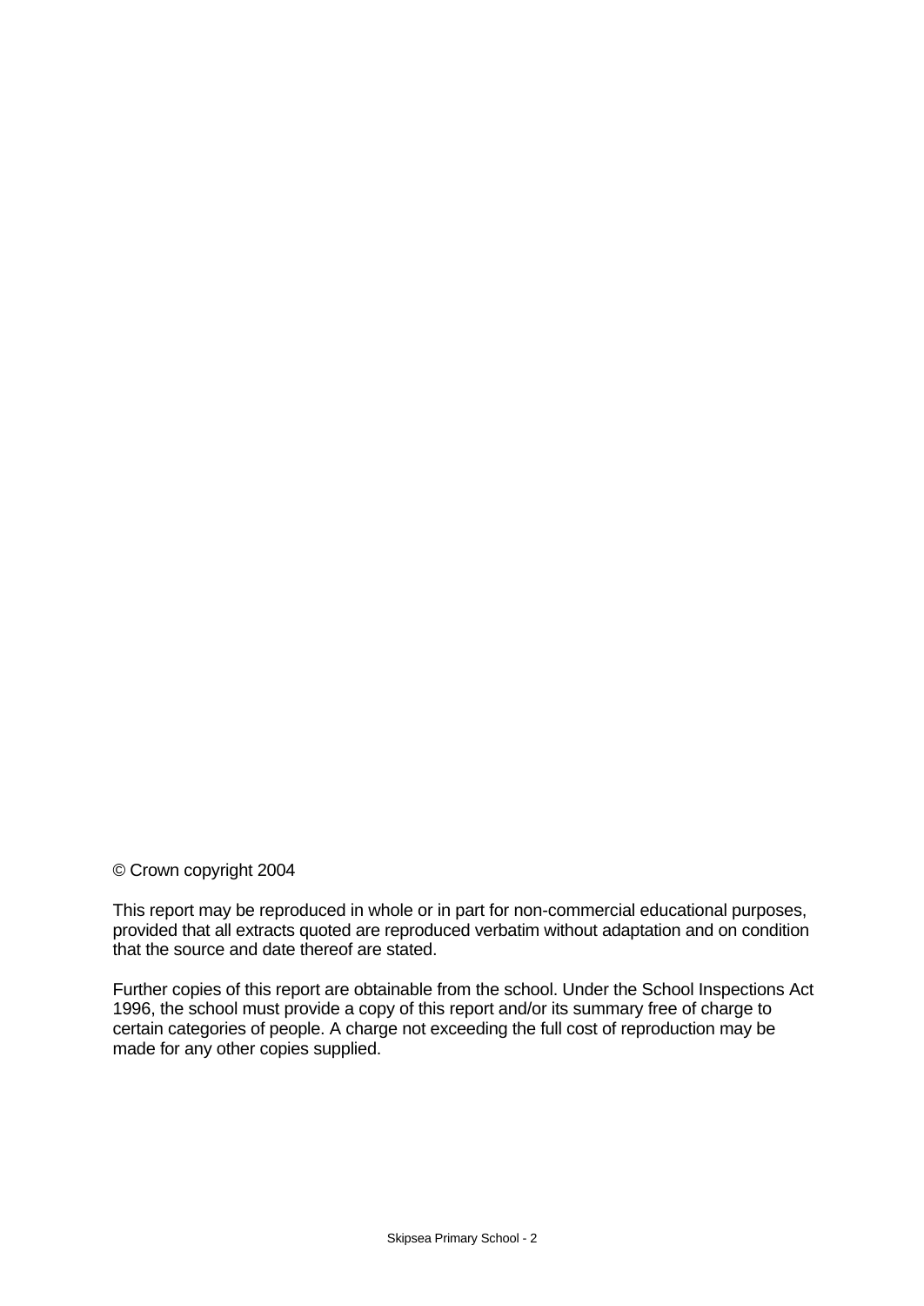© Crown copyright 2004

This report may be reproduced in whole or in part for non-commercial educational purposes, provided that all extracts quoted are reproduced verbatim without adaptation and on condition that the source and date thereof are stated.

Further copies of this report are obtainable from the school. Under the School Inspections Act 1996, the school must provide a copy of this report and/or its summary free of charge to certain categories of people. A charge not exceeding the full cost of reproduction may be made for any other copies supplied.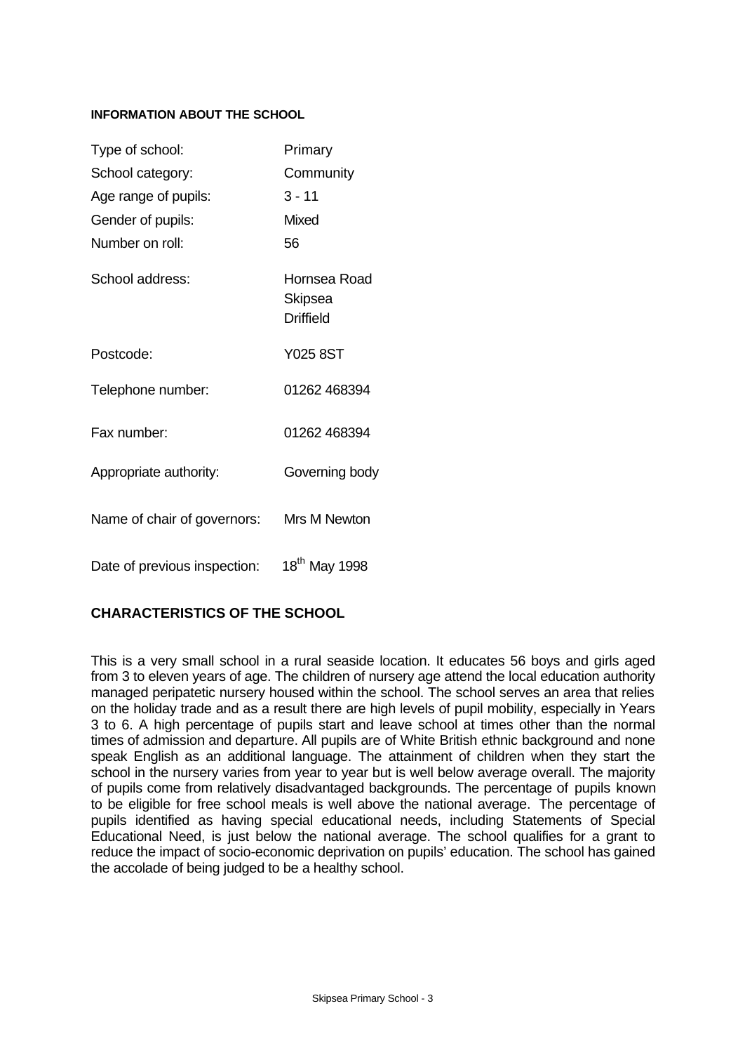#### INFORMATION ABOUT THE SCHOOL

| | |
|---|---|
| Type of school: | Primary |
| School category: | Community |
| Age range of pupils: | 3 - 11 |
| Gender of pupils: | Mixed |
| Number on roll: | 56 |
| School address: | Hornsea Road<br>Skipsea<br>Driffield |
| Postcode: | Y025 8ST |
| Telephone number: | 01262 468394 |
| Fax number: | 01262 468394 |
| Appropriate authority: | Governing body |
| Name of chair of governors: | Mrs M Newton |
| Date of previous inspection: | 18th May 1998 |

## CHARACTERISTICS OF THE SCHOOL

This is a very small school in a rural seaside location. It educates 56 boys and girls aged from 3 to eleven years of age. The children of nursery age attend the local education authority managed peripatetic nursery housed within the school. The school serves an area that relies on the holiday trade and as a result there are high levels of pupil mobility, especially in Years 3 to 6. A high percentage of pupils start and leave school at times other than the normal times of admission and departure. All pupils are of White British ethnic background and none speak English as an additional language. The attainment of children when they start the school in the nursery varies from year to year but is well below average overall. The majority of pupils come from relatively disadvantaged backgrounds. The percentage of pupils known to be eligible for free school meals is well above the national average. The percentage of pupils identified as having special educational needs, including Statements of Special Educational Need, is just below the national average. The school qualifies for a grant to reduce the impact of socio-economic deprivation on pupils' education. The school has gained the accolade of being judged to be a healthy school.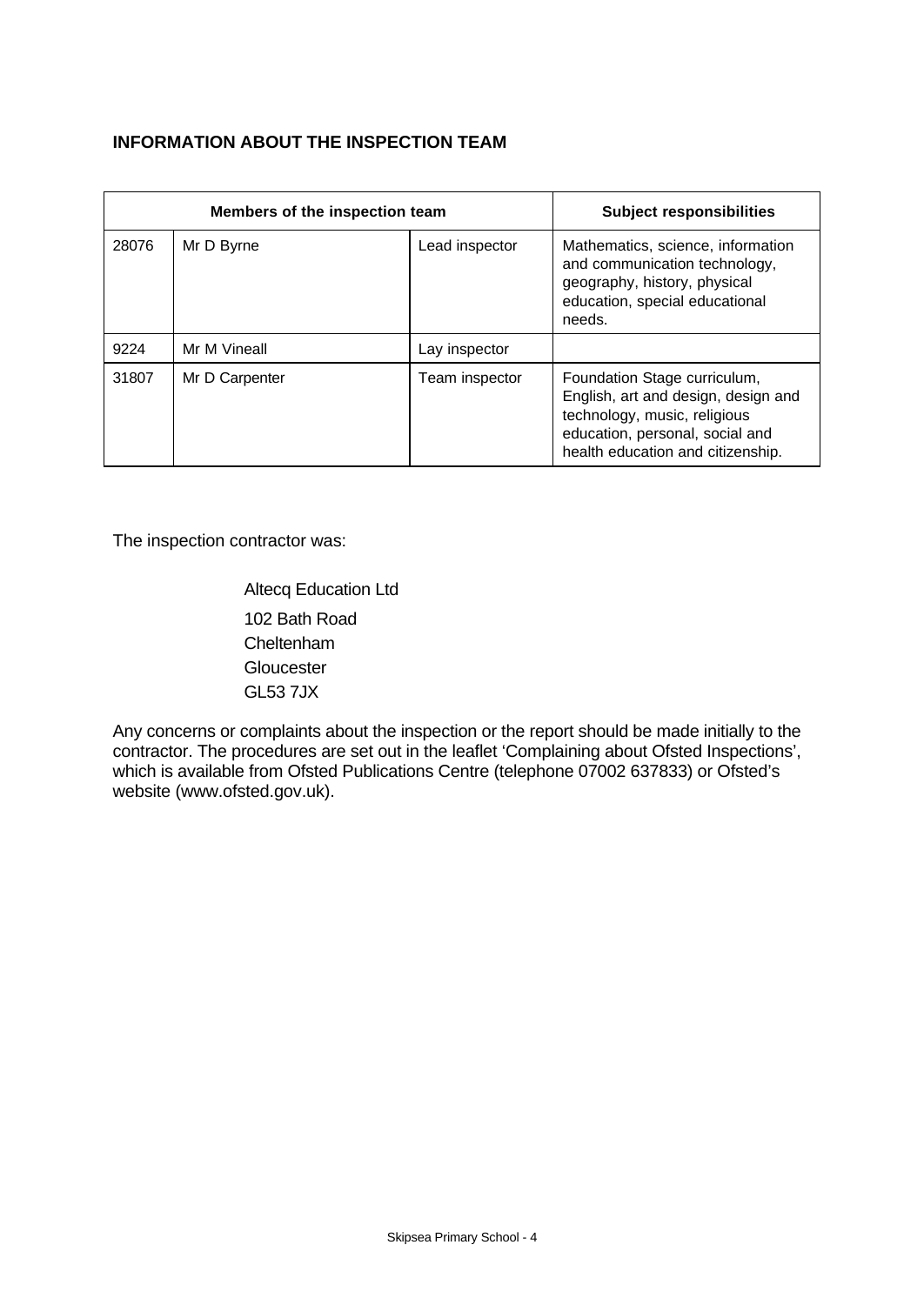## INFORMATION ABOUT THE INSPECTION TEAM

| Members of the inspection team | | | Subject responsibilities |
|---|---|---|---|
| 28076 | Mr D Byrne | Lead inspector | Mathematics, science, information and communication technology, geography, history, physical education, special educational needs. |
| 9224 | Mr M Vineall | Lay inspector | |
| 31807 | Mr D Carpenter | Team inspector | Foundation Stage curriculum, English, art and design, design and technology, music, religious education, personal, social and health education and citizenship. |

The inspection contractor was:

Altecq Education Ltd
102 Bath Road
Cheltenham
Gloucester
GL53 7JX

Any concerns or complaints about the inspection or the report should be made initially to the contractor. The procedures are set out in the leaflet 'Complaining about Ofsted Inspections', which is available from Ofsted Publications Centre (telephone 07002 637833) or Ofsted's website (www.ofsted.gov.uk).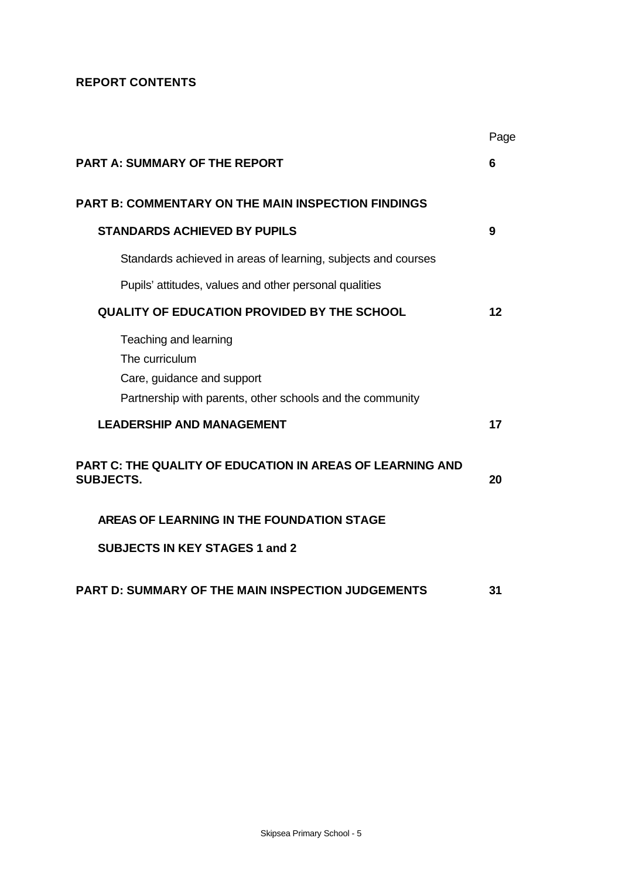## REPORT CONTENTS

| | Page |
|---|---|
| **PART A: SUMMARY OF THE REPORT** | **6** |
| **PART B: COMMENTARY ON THE MAIN INSPECTION FINDINGS** | |
| **STANDARDS ACHIEVED BY PUPILS** | **9** |
| Standards achieved in areas of learning, subjects and courses | |
| Pupils' attitudes, values and other personal qualities | |
| **QUALITY OF EDUCATION PROVIDED BY THE SCHOOL** | **12** |
| Teaching and learning | |
| The curriculum | |
| Care, guidance and support | |
| Partnership with parents, other schools and the community | |
| **LEADERSHIP AND MANAGEMENT** | **17** |
| **PART C: THE QUALITY OF EDUCATION IN AREAS OF LEARNING AND SUBJECTS.** | **20** |
| **AREAS OF LEARNING IN THE FOUNDATION STAGE** | |
| **SUBJECTS IN KEY STAGES 1 and 2** | |
| **PART D: SUMMARY OF THE MAIN INSPECTION JUDGEMENTS** | **31** |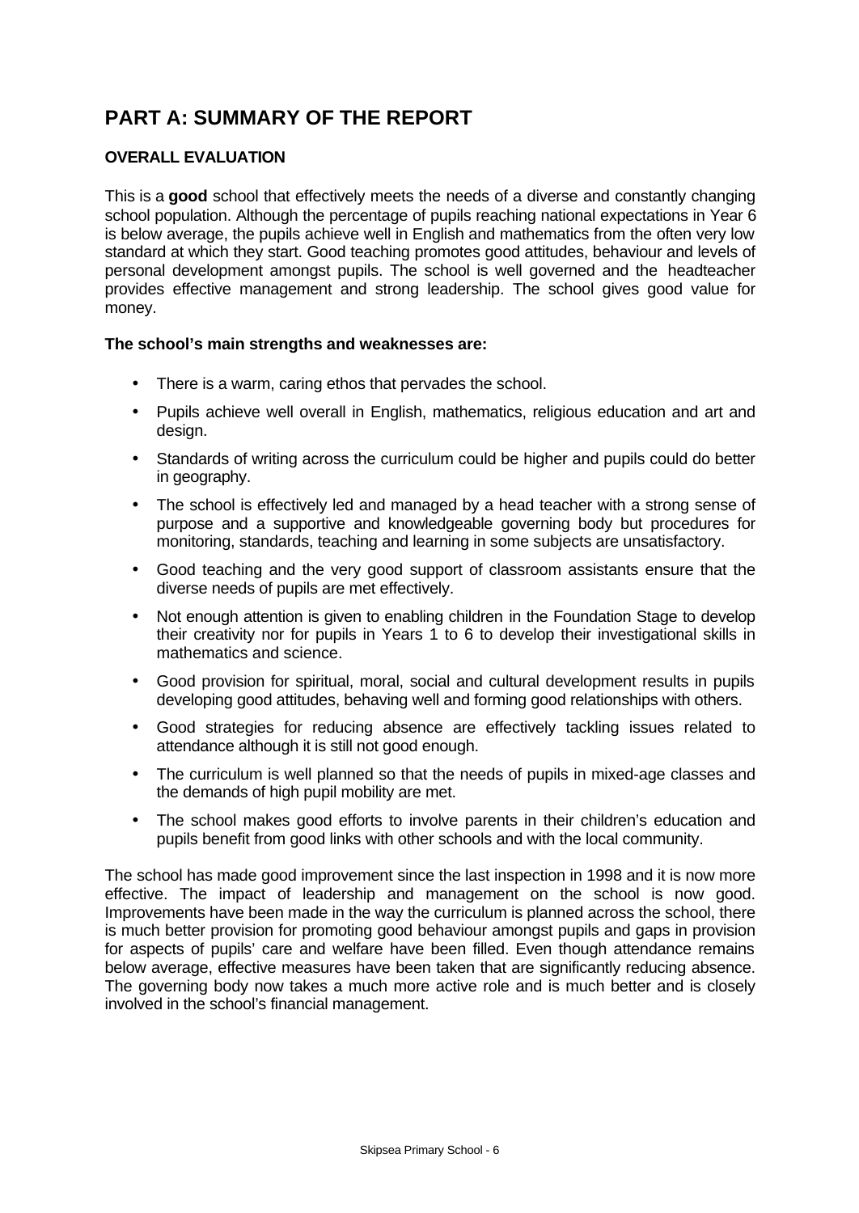# PART A: SUMMARY OF THE REPORT

### OVERALL EVALUATION

This is a **good** school that effectively meets the needs of a diverse and constantly changing school population. Although the percentage of pupils reaching national expectations in Year 6 is below average, the pupils achieve well in English and mathematics from the often very low standard at which they start. Good teaching promotes good attitudes, behaviour and levels of personal development amongst pupils. The school is well governed and the headteacher provides effective management and strong leadership. The school gives good value for money.

**The school's main strengths and weaknesses are:**

- There is a warm, caring ethos that pervades the school.
- Pupils achieve well overall in English, mathematics, religious education and art and design.
- Standards of writing across the curriculum could be higher and pupils could do better in geography.
- The school is effectively led and managed by a head teacher with a strong sense of purpose and a supportive and knowledgeable governing body but procedures for monitoring, standards, teaching and learning in some subjects are unsatisfactory.
- Good teaching and the very good support of classroom assistants ensure that the diverse needs of pupils are met effectively.
- Not enough attention is given to enabling children in the Foundation Stage to develop their creativity nor for pupils in Years 1 to 6 to develop their investigational skills in mathematics and science.
- Good provision for spiritual, moral, social and cultural development results in pupils developing good attitudes, behaving well and forming good relationships with others.
- Good strategies for reducing absence are effectively tackling issues related to attendance although it is still not good enough.
- The curriculum is well planned so that the needs of pupils in mixed-age classes and the demands of high pupil mobility are met.
- The school makes good efforts to involve parents in their children's education and pupils benefit from good links with other schools and with the local community.

The school has made good improvement since the last inspection in 1998 and it is now more effective. The impact of leadership and management on the school is now good. Improvements have been made in the way the curriculum is planned across the school, there is much better provision for promoting good behaviour amongst pupils and gaps in provision for aspects of pupils' care and welfare have been filled. Even though attendance remains below average, effective measures have been taken that are significantly reducing absence. The governing body now takes a much more active role and is much better and is closely involved in the school's financial management.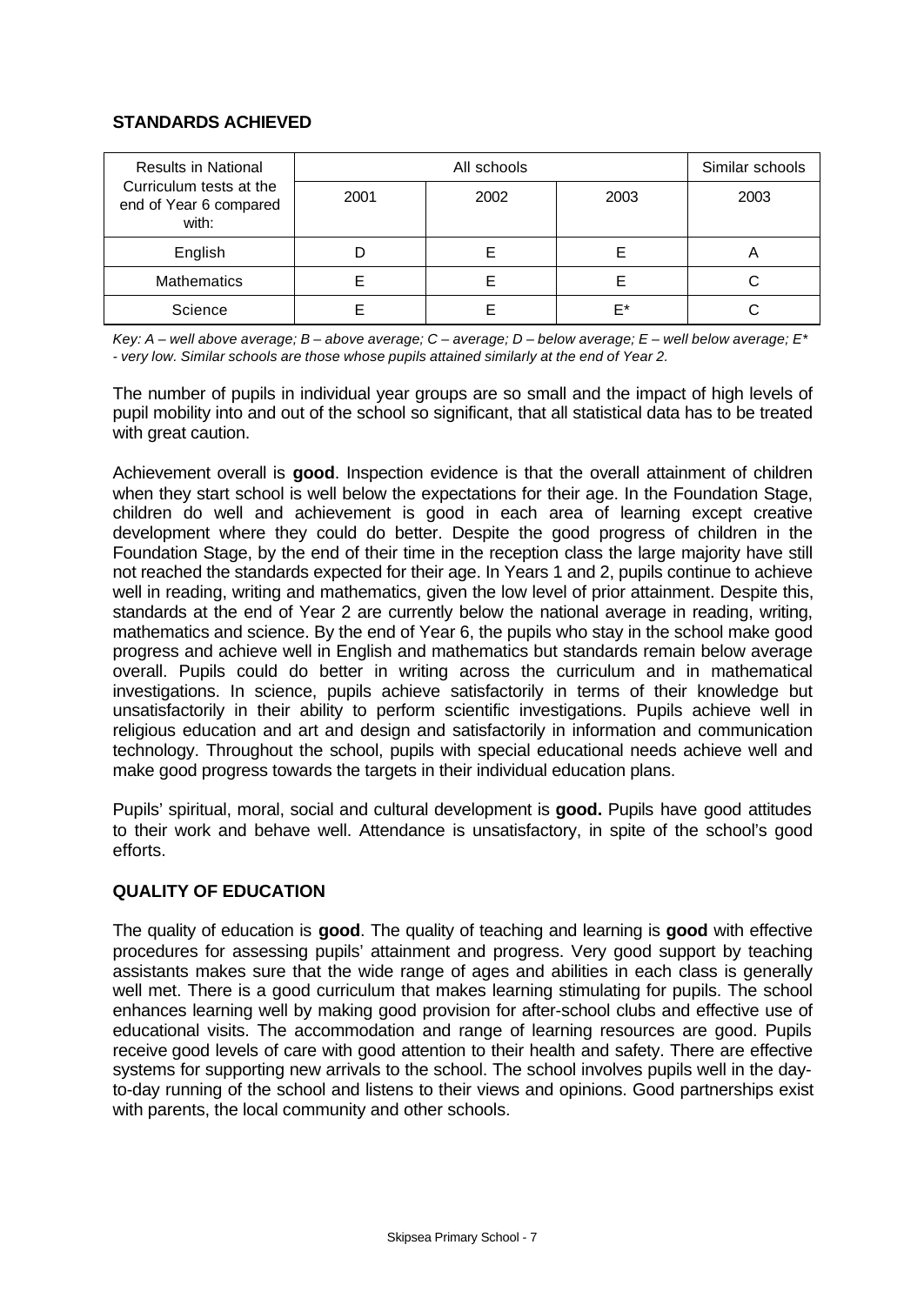## STANDARDS ACHIEVED

| Results in National Curriculum tests at the end of Year 6 compared with: | All schools | | | Similar schools |
|---|---|---|---|---|
| | 2001 | 2002 | 2003 | 2003 |
| English | D | E | E | A |
| Mathematics | E | E | E | C |
| Science | E | E | E* | C |

*Key: A – well above average; B – above average; C – average; D – below average; E – well below average; E* - very low. Similar schools are those whose pupils attained similarly at the end of Year 2.*

The number of pupils in individual year groups are so small and the impact of high levels of pupil mobility into and out of the school so significant, that all statistical data has to be treated with great caution.

Achievement overall is **good**. Inspection evidence is that the overall attainment of children when they start school is well below the expectations for their age. In the Foundation Stage, children do well and achievement is good in each area of learning except creative development where they could do better. Despite the good progress of children in the Foundation Stage, by the end of their time in the reception class the large majority have still not reached the standards expected for their age. In Years 1 and 2, pupils continue to achieve well in reading, writing and mathematics, given the low level of prior attainment. Despite this, standards at the end of Year 2 are currently below the national average in reading, writing, mathematics and science. By the end of Year 6, the pupils who stay in the school make good progress and achieve well in English and mathematics but standards remain below average overall. Pupils could do better in writing across the curriculum and in mathematical investigations. In science, pupils achieve satisfactorily in terms of their knowledge but unsatisfactorily in their ability to perform scientific investigations. Pupils achieve well in religious education and art and design and satisfactorily in information and communication technology. Throughout the school, pupils with special educational needs achieve well and make good progress towards the targets in their individual education plans.

Pupils' spiritual, moral, social and cultural development is **good.** Pupils have good attitudes to their work and behave well. Attendance is unsatisfactory, in spite of the school's good efforts.

## QUALITY OF EDUCATION

The quality of education is **good**. The quality of teaching and learning is **good** with effective procedures for assessing pupils' attainment and progress. Very good support by teaching assistants makes sure that the wide range of ages and abilities in each class is generally well met. There is a good curriculum that makes learning stimulating for pupils. The school enhances learning well by making good provision for after-school clubs and effective use of educational visits. The accommodation and range of learning resources are good. Pupils receive good levels of care with good attention to their health and safety. There are effective systems for supporting new arrivals to the school. The school involves pupils well in the day-to-day running of the school and listens to their views and opinions. Good partnerships exist with parents, the local community and other schools.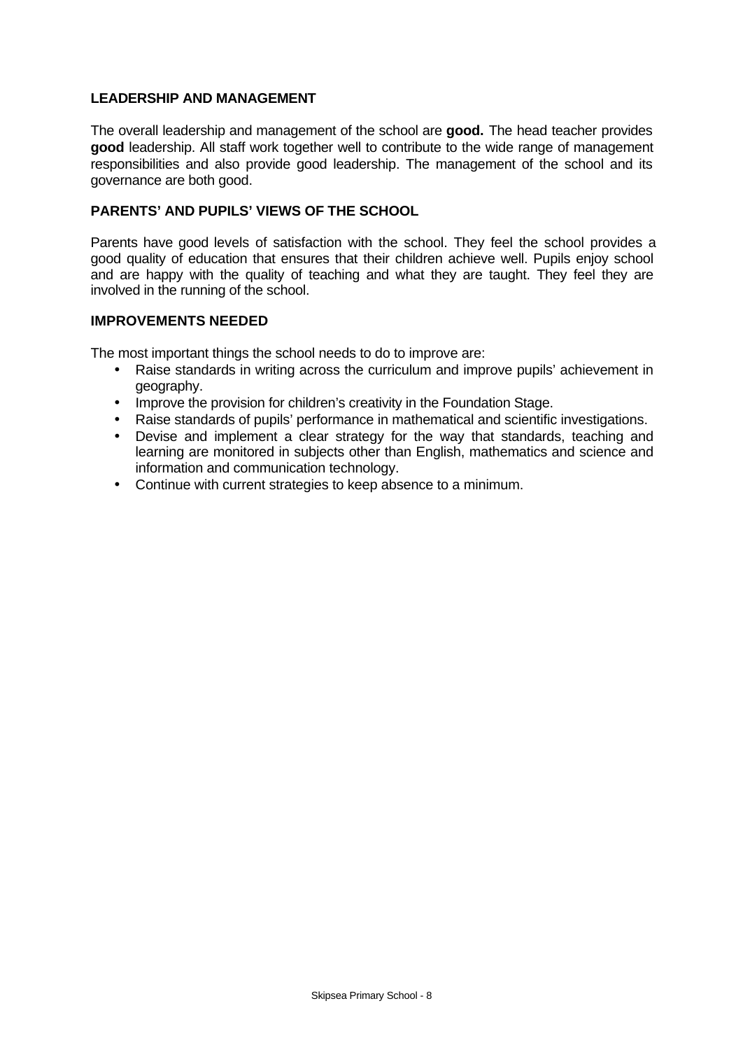### LEADERSHIP AND MANAGEMENT

The overall leadership and management of the school are **good.** The head teacher provides **good** leadership. All staff work together well to contribute to the wide range of management responsibilities and also provide good leadership. The management of the school and its governance are both good.

### PARENTS' AND PUPILS' VIEWS OF THE SCHOOL

Parents have good levels of satisfaction with the school. They feel the school provides a good quality of education that ensures that their children achieve well. Pupils enjoy school and are happy with the quality of teaching and what they are taught. They feel they are involved in the running of the school.

### IMPROVEMENTS NEEDED

The most important things the school needs to do to improve are:

- Raise standards in writing across the curriculum and improve pupils' achievement in geography.
- Improve the provision for children's creativity in the Foundation Stage.
- Raise standards of pupils' performance in mathematical and scientific investigations.
- Devise and implement a clear strategy for the way that standards, teaching and learning are monitored in subjects other than English, mathematics and science and information and communication technology.
- Continue with current strategies to keep absence to a minimum.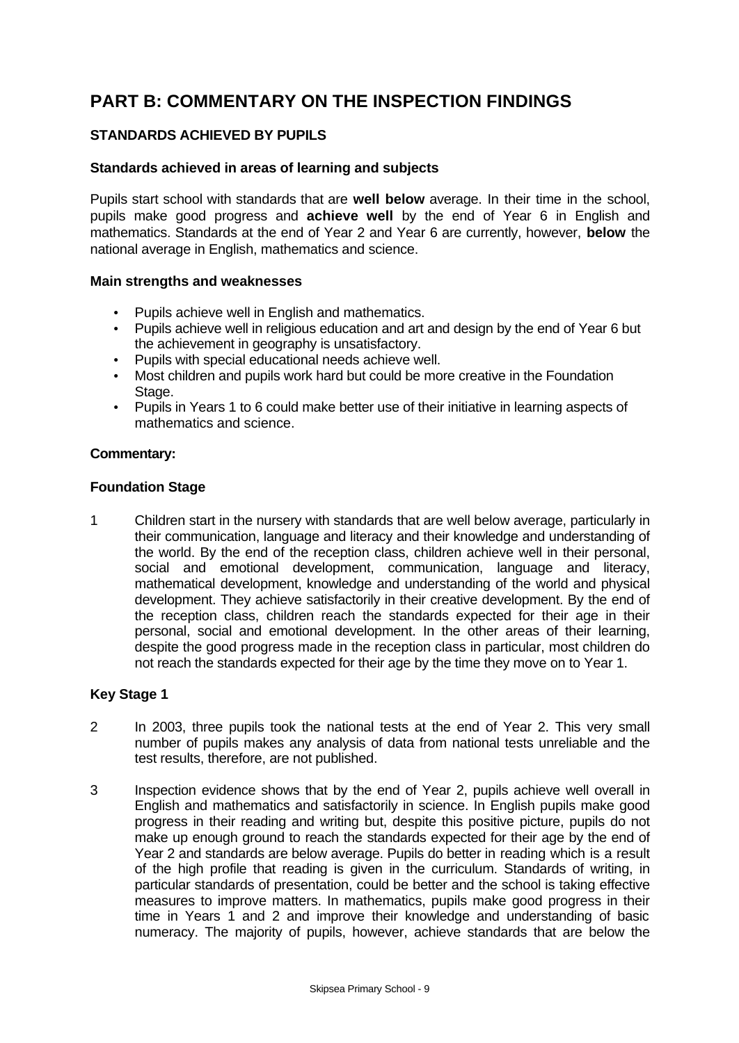# PART B: COMMENTARY ON THE INSPECTION FINDINGS

## STANDARDS ACHIEVED BY PUPILS

### Standards achieved in areas of learning and subjects

Pupils start school with standards that are **well below** average. In their time in the school, pupils make good progress and **achieve well** by the end of Year 6 in English and mathematics. Standards at the end of Year 2 and Year 6 are currently, however, **below** the national average in English, mathematics and science.

### Main strengths and weaknesses

- Pupils achieve well in English and mathematics.
- Pupils achieve well in religious education and art and design by the end of Year 6 but the achievement in geography is unsatisfactory.
- Pupils with special educational needs achieve well.
- Most children and pupils work hard but could be more creative in the Foundation Stage.
- Pupils in Years 1 to 6 could make better use of their initiative in learning aspects of mathematics and science.

**Commentary:**

**Foundation Stage**

1 Children start in the nursery with standards that are well below average, particularly in their communication, language and literacy and their knowledge and understanding of the world. By the end of the reception class, children achieve well in their personal, social and emotional development, communication, language and literacy, mathematical development, knowledge and understanding of the world and physical development. They achieve satisfactorily in their creative development. By the end of the reception class, children reach the standards expected for their age in their personal, social and emotional development. In the other areas of their learning, despite the good progress made in the reception class in particular, most children do not reach the standards expected for their age by the time they move on to Year 1.

**Key Stage 1**

2 In 2003, three pupils took the national tests at the end of Year 2. This very small number of pupils makes any analysis of data from national tests unreliable and the test results, therefore, are not published.

3 Inspection evidence shows that by the end of Year 2, pupils achieve well overall in English and mathematics and satisfactorily in science. In English pupils make good progress in their reading and writing but, despite this positive picture, pupils do not make up enough ground to reach the standards expected for their age by the end of Year 2 and standards are below average. Pupils do better in reading which is a result of the high profile that reading is given in the curriculum. Standards of writing, in particular standards of presentation, could be better and the school is taking effective measures to improve matters. In mathematics, pupils make good progress in their time in Years 1 and 2 and improve their knowledge and understanding of basic numeracy. The majority of pupils, however, achieve standards that are below the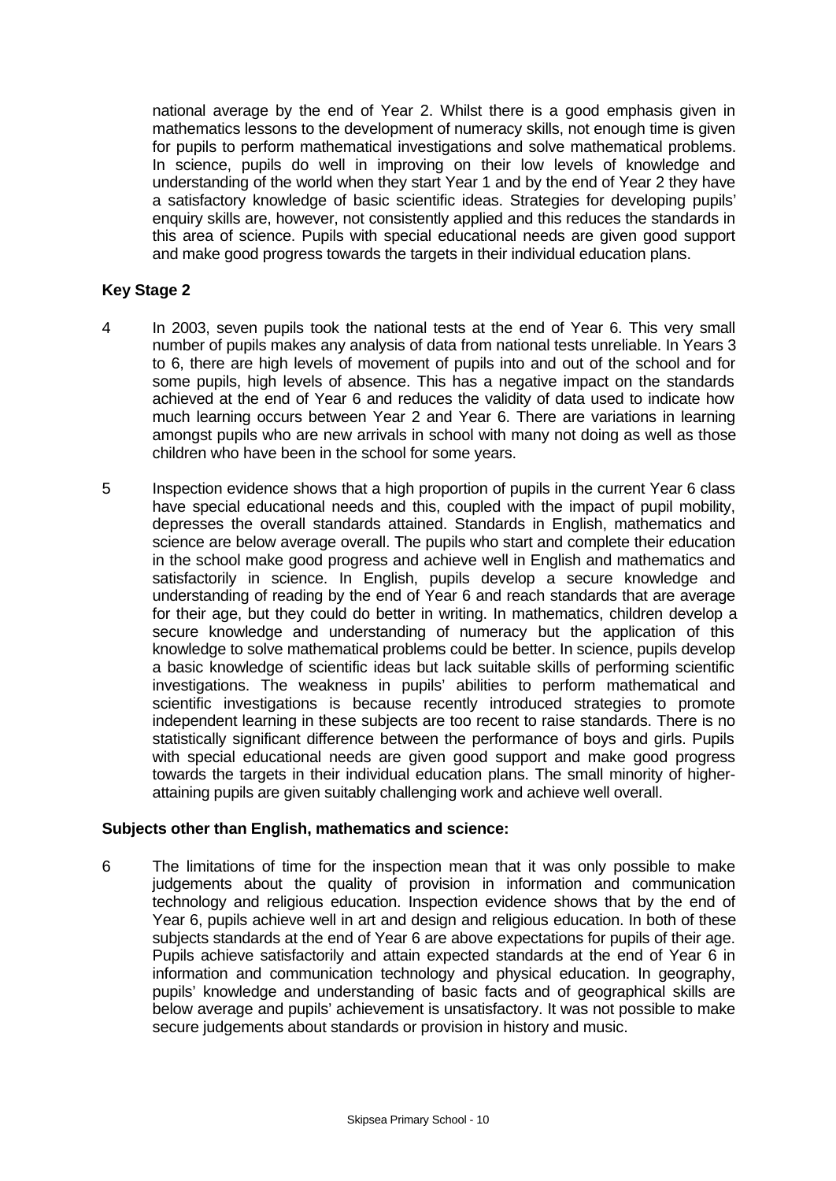national average by the end of Year 2. Whilst there is a good emphasis given in mathematics lessons to the development of numeracy skills, not enough time is given for pupils to perform mathematical investigations and solve mathematical problems. In science, pupils do well in improving on their low levels of knowledge and understanding of the world when they start Year 1 and by the end of Year 2 they have a satisfactory knowledge of basic scientific ideas. Strategies for developing pupils' enquiry skills are, however, not consistently applied and this reduces the standards in this area of science. Pupils with special educational needs are given good support and make good progress towards the targets in their individual education plans.

**Key Stage 2**

4 In 2003, seven pupils took the national tests at the end of Year 6. This very small number of pupils makes any analysis of data from national tests unreliable. In Years 3 to 6, there are high levels of movement of pupils into and out of the school and for some pupils, high levels of absence. This has a negative impact on the standards achieved at the end of Year 6 and reduces the validity of data used to indicate how much learning occurs between Year 2 and Year 6. There are variations in learning amongst pupils who are new arrivals in school with many not doing as well as those children who have been in the school for some years.

5 Inspection evidence shows that a high proportion of pupils in the current Year 6 class have special educational needs and this, coupled with the impact of pupil mobility, depresses the overall standards attained. Standards in English, mathematics and science are below average overall. The pupils who start and complete their education in the school make good progress and achieve well in English and mathematics and satisfactorily in science. In English, pupils develop a secure knowledge and understanding of reading by the end of Year 6 and reach standards that are average for their age, but they could do better in writing. In mathematics, children develop a secure knowledge and understanding of numeracy but the application of this knowledge to solve mathematical problems could be better. In science, pupils develop a basic knowledge of scientific ideas but lack suitable skills of performing scientific investigations. The weakness in pupils' abilities to perform mathematical and scientific investigations is because recently introduced strategies to promote independent learning in these subjects are too recent to raise standards. There is no statistically significant difference between the performance of boys and girls. Pupils with special educational needs are given good support and make good progress towards the targets in their individual education plans. The small minority of higher-attaining pupils are given suitably challenging work and achieve well overall.

**Subjects other than English, mathematics and science:**

6 The limitations of time for the inspection mean that it was only possible to make judgements about the quality of provision in information and communication technology and religious education. Inspection evidence shows that by the end of Year 6, pupils achieve well in art and design and religious education. In both of these subjects standards at the end of Year 6 are above expectations for pupils of their age. Pupils achieve satisfactorily and attain expected standards at the end of Year 6 in information and communication technology and physical education. In geography, pupils' knowledge and understanding of basic facts and of geographical skills are below average and pupils' achievement is unsatisfactory. It was not possible to make secure judgements about standards or provision in history and music.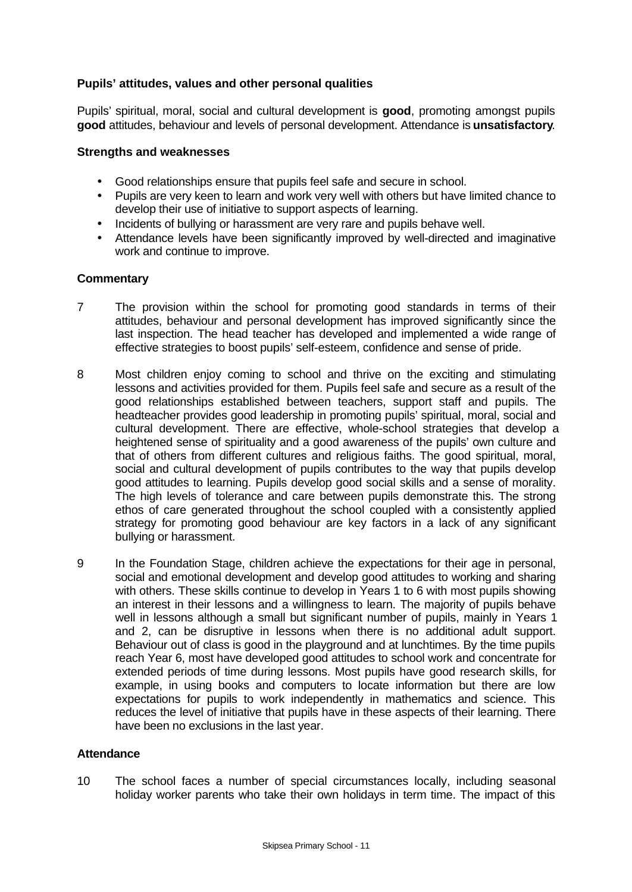### Pupils' attitudes, values and other personal qualities

Pupils' spiritual, moral, social and cultural development is **good**, promoting amongst pupils **good** attitudes, behaviour and levels of personal development. Attendance is **unsatisfactory**.

#### Strengths and weaknesses

- Good relationships ensure that pupils feel safe and secure in school.
- Pupils are very keen to learn and work very well with others but have limited chance to develop their use of initiative to support aspects of learning.
- Incidents of bullying or harassment are very rare and pupils behave well.
- Attendance levels have been significantly improved by well-directed and imaginative work and continue to improve.

#### Commentary

7 The provision within the school for promoting good standards in terms of their attitudes, behaviour and personal development has improved significantly since the last inspection. The head teacher has developed and implemented a wide range of effective strategies to boost pupils' self-esteem, confidence and sense of pride.

8 Most children enjoy coming to school and thrive on the exciting and stimulating lessons and activities provided for them. Pupils feel safe and secure as a result of the good relationships established between teachers, support staff and pupils. The headteacher provides good leadership in promoting pupils' spiritual, moral, social and cultural development. There are effective, whole-school strategies that develop a heightened sense of spirituality and a good awareness of the pupils' own culture and that of others from different cultures and religious faiths. The good spiritual, moral, social and cultural development of pupils contributes to the way that pupils develop good attitudes to learning. Pupils develop good social skills and a sense of morality. The high levels of tolerance and care between pupils demonstrate this. The strong ethos of care generated throughout the school coupled with a consistently applied strategy for promoting good behaviour are key factors in a lack of any significant bullying or harassment.

9 In the Foundation Stage, children achieve the expectations for their age in personal, social and emotional development and develop good attitudes to working and sharing with others. These skills continue to develop in Years 1 to 6 with most pupils showing an interest in their lessons and a willingness to learn. The majority of pupils behave well in lessons although a small but significant number of pupils, mainly in Years 1 and 2, can be disruptive in lessons when there is no additional adult support. Behaviour out of class is good in the playground and at lunchtimes. By the time pupils reach Year 6, most have developed good attitudes to school work and concentrate for extended periods of time during lessons. Most pupils have good research skills, for example, in using books and computers to locate information but there are low expectations for pupils to work independently in mathematics and science. This reduces the level of initiative that pupils have in these aspects of their learning. There have been no exclusions in the last year.

#### Attendance

10 The school faces a number of special circumstances locally, including seasonal holiday worker parents who take their own holidays in term time. The impact of this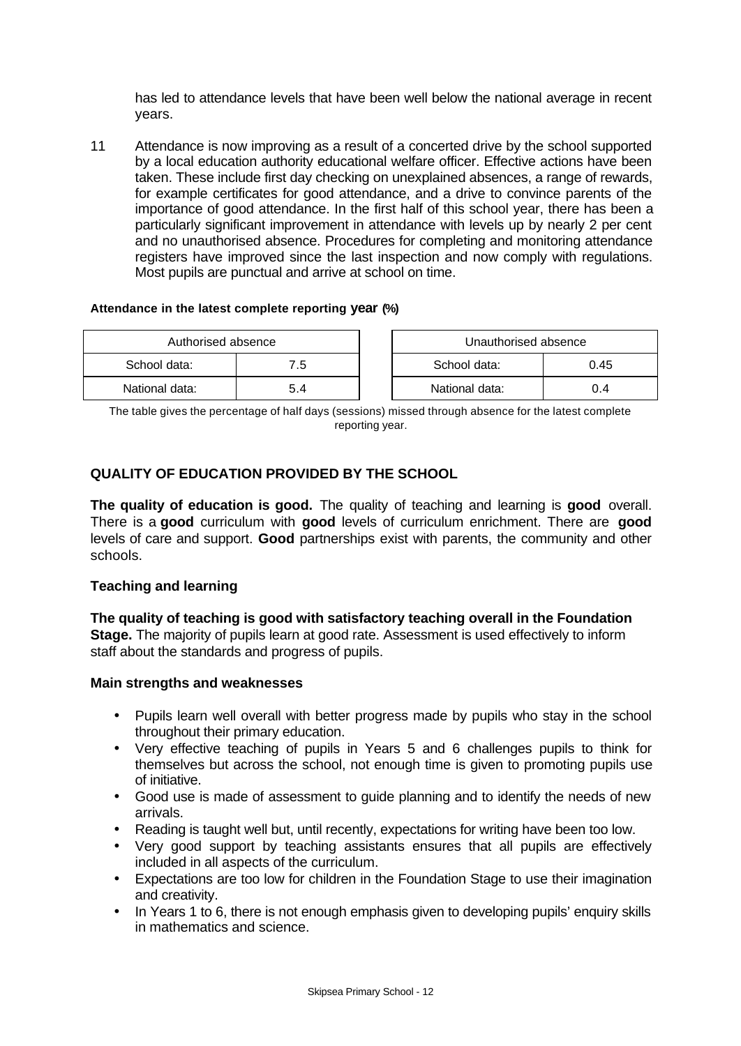has led to attendance levels that have been well below the national average in recent years.

11 Attendance is now improving as a result of a concerted drive by the school supported by a local education authority educational welfare officer. Effective actions have been taken. These include first day checking on unexplained absences, a range of rewards, for example certificates for good attendance, and a drive to convince parents of the importance of good attendance. In the first half of this school year, there has been a particularly significant improvement in attendance with levels up by nearly 2 per cent and no unauthorised absence. Procedures for completing and monitoring attendance registers have improved since the last inspection and now comply with regulations. Most pupils are punctual and arrive at school on time.

**Attendance in the latest complete reporting year (%)**

| Authorised absence | |
|---|---|
| School data: | 7.5 |
| National data: | 5.4 |

| Unauthorised absence | |
|---|---|
| School data: | 0.45 |
| National data: | 0.4 |

The table gives the percentage of half days (sessions) missed through absence for the latest complete reporting year.

## QUALITY OF EDUCATION PROVIDED BY THE SCHOOL

**The quality of education is good.** The quality of teaching and learning is **good** overall. There is a **good** curriculum with **good** levels of curriculum enrichment. There are **good** levels of care and support. **Good** partnerships exist with parents, the community and other schools.

### Teaching and learning

**The quality of teaching is good with satisfactory teaching overall in the Foundation Stage.** The majority of pupils learn at good rate. Assessment is used effectively to inform staff about the standards and progress of pupils.

#### Main strengths and weaknesses

- Pupils learn well overall with better progress made by pupils who stay in the school throughout their primary education.
- Very effective teaching of pupils in Years 5 and 6 challenges pupils to think for themselves but across the school, not enough time is given to promoting pupils use of initiative.
- Good use is made of assessment to guide planning and to identify the needs of new arrivals.
- Reading is taught well but, until recently, expectations for writing have been too low.
- Very good support by teaching assistants ensures that all pupils are effectively included in all aspects of the curriculum.
- Expectations are too low for children in the Foundation Stage to use their imagination and creativity.
- In Years 1 to 6, there is not enough emphasis given to developing pupils' enquiry skills in mathematics and science.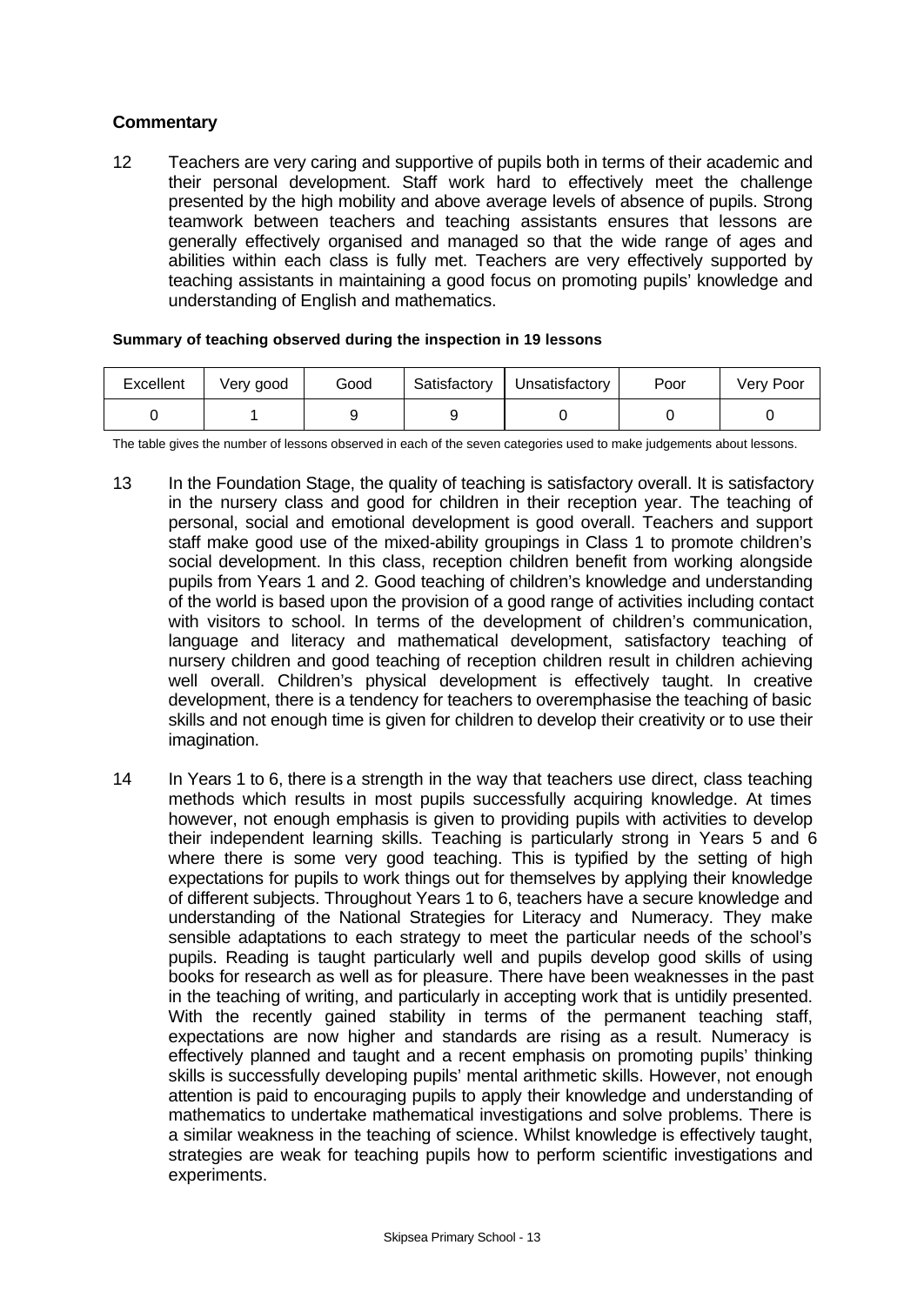### Commentary

12 Teachers are very caring and supportive of pupils both in terms of their academic and their personal development. Staff work hard to effectively meet the challenge presented by the high mobility and above average levels of absence of pupils. Strong teamwork between teachers and teaching assistants ensures that lessons are generally effectively organised and managed so that the wide range of ages and abilities within each class is fully met. Teachers are very effectively supported by teaching assistants in maintaining a good focus on promoting pupils' knowledge and understanding of English and mathematics.

**Summary of teaching observed during the inspection in 19 lessons**

| Excellent | Very good | Good | Satisfactory | Unsatisfactory | Poor | Very Poor |
|---|---|---|---|---|---|---|
| 0 | 1 | 9 | 9 | 0 | 0 | 0 |

The table gives the number of lessons observed in each of the seven categories used to make judgements about lessons.

13 In the Foundation Stage, the quality of teaching is satisfactory overall. It is satisfactory in the nursery class and good for children in their reception year. The teaching of personal, social and emotional development is good overall. Teachers and support staff make good use of the mixed-ability groupings in Class 1 to promote children's social development. In this class, reception children benefit from working alongside pupils from Years 1 and 2. Good teaching of children's knowledge and understanding of the world is based upon the provision of a good range of activities including contact with visitors to school. In terms of the development of children's communication, language and literacy and mathematical development, satisfactory teaching of nursery children and good teaching of reception children result in children achieving well overall. Children's physical development is effectively taught. In creative development, there is a tendency for teachers to overemphasise the teaching of basic skills and not enough time is given for children to develop their creativity or to use their imagination.

14 In Years 1 to 6, there is a strength in the way that teachers use direct, class teaching methods which results in most pupils successfully acquiring knowledge. At times however, not enough emphasis is given to providing pupils with activities to develop their independent learning skills. Teaching is particularly strong in Years 5 and 6 where there is some very good teaching. This is typified by the setting of high expectations for pupils to work things out for themselves by applying their knowledge of different subjects. Throughout Years 1 to 6, teachers have a secure knowledge and understanding of the National Strategies for Literacy and Numeracy. They make sensible adaptations to each strategy to meet the particular needs of the school's pupils. Reading is taught particularly well and pupils develop good skills of using books for research as well as for pleasure. There have been weaknesses in the past in the teaching of writing, and particularly in accepting work that is untidily presented. With the recently gained stability in terms of the permanent teaching staff, expectations are now higher and standards are rising as a result. Numeracy is effectively planned and taught and a recent emphasis on promoting pupils' thinking skills is successfully developing pupils' mental arithmetic skills. However, not enough attention is paid to encouraging pupils to apply their knowledge and understanding of mathematics to undertake mathematical investigations and solve problems. There is a similar weakness in the teaching of science. Whilst knowledge is effectively taught, strategies are weak for teaching pupils how to perform scientific investigations and experiments.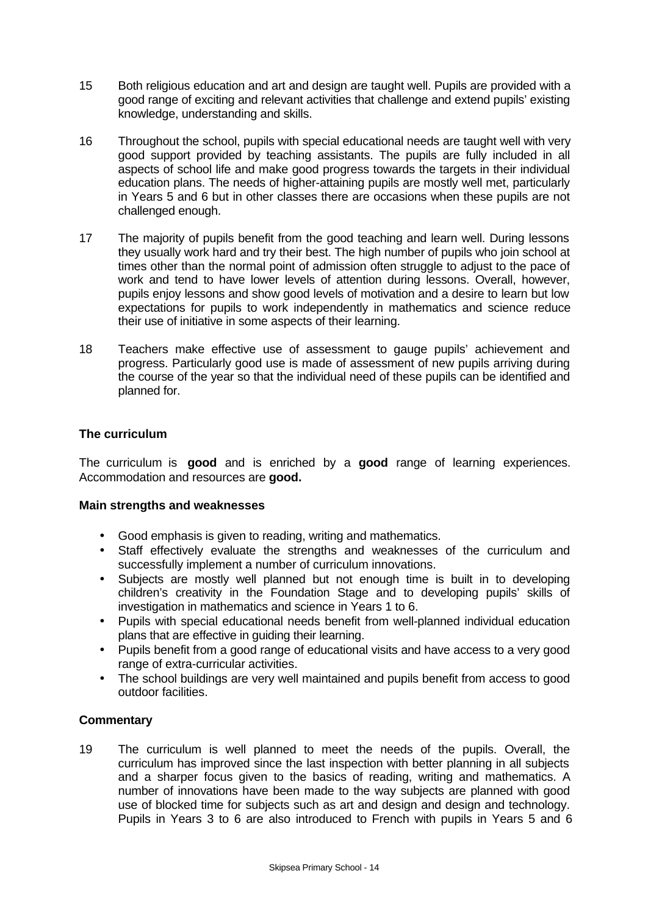15 Both religious education and art and design are taught well. Pupils are provided with a good range of exciting and relevant activities that challenge and extend pupils' existing knowledge, understanding and skills.

16 Throughout the school, pupils with special educational needs are taught well with very good support provided by teaching assistants. The pupils are fully included in all aspects of school life and make good progress towards the targets in their individual education plans. The needs of higher-attaining pupils are mostly well met, particularly in Years 5 and 6 but in other classes there are occasions when these pupils are not challenged enough.

17 The majority of pupils benefit from the good teaching and learn well. During lessons they usually work hard and try their best. The high number of pupils who join school at times other than the normal point of admission often struggle to adjust to the pace of work and tend to have lower levels of attention during lessons. Overall, however, pupils enjoy lessons and show good levels of motivation and a desire to learn but low expectations for pupils to work independently in mathematics and science reduce their use of initiative in some aspects of their learning.

18 Teachers make effective use of assessment to gauge pupils' achievement and progress. Particularly good use is made of assessment of new pupils arriving during the course of the year so that the individual need of these pupils can be identified and planned for.

### The curriculum

The curriculum is **good** and is enriched by a **good** range of learning experiences. Accommodation and resources are **good.**

#### Main strengths and weaknesses

- Good emphasis is given to reading, writing and mathematics.
- Staff effectively evaluate the strengths and weaknesses of the curriculum and successfully implement a number of curriculum innovations.
- Subjects are mostly well planned but not enough time is built in to developing children's creativity in the Foundation Stage and to developing pupils' skills of investigation in mathematics and science in Years 1 to 6.
- Pupils with special educational needs benefit from well-planned individual education plans that are effective in guiding their learning.
- Pupils benefit from a good range of educational visits and have access to a very good range of extra-curricular activities.
- The school buildings are very well maintained and pupils benefit from access to good outdoor facilities.

#### Commentary

19 The curriculum is well planned to meet the needs of the pupils. Overall, the curriculum has improved since the last inspection with better planning in all subjects and a sharper focus given to the basics of reading, writing and mathematics. A number of innovations have been made to the way subjects are planned with good use of blocked time for subjects such as art and design and design and technology. Pupils in Years 3 to 6 are also introduced to French with pupils in Years 5 and 6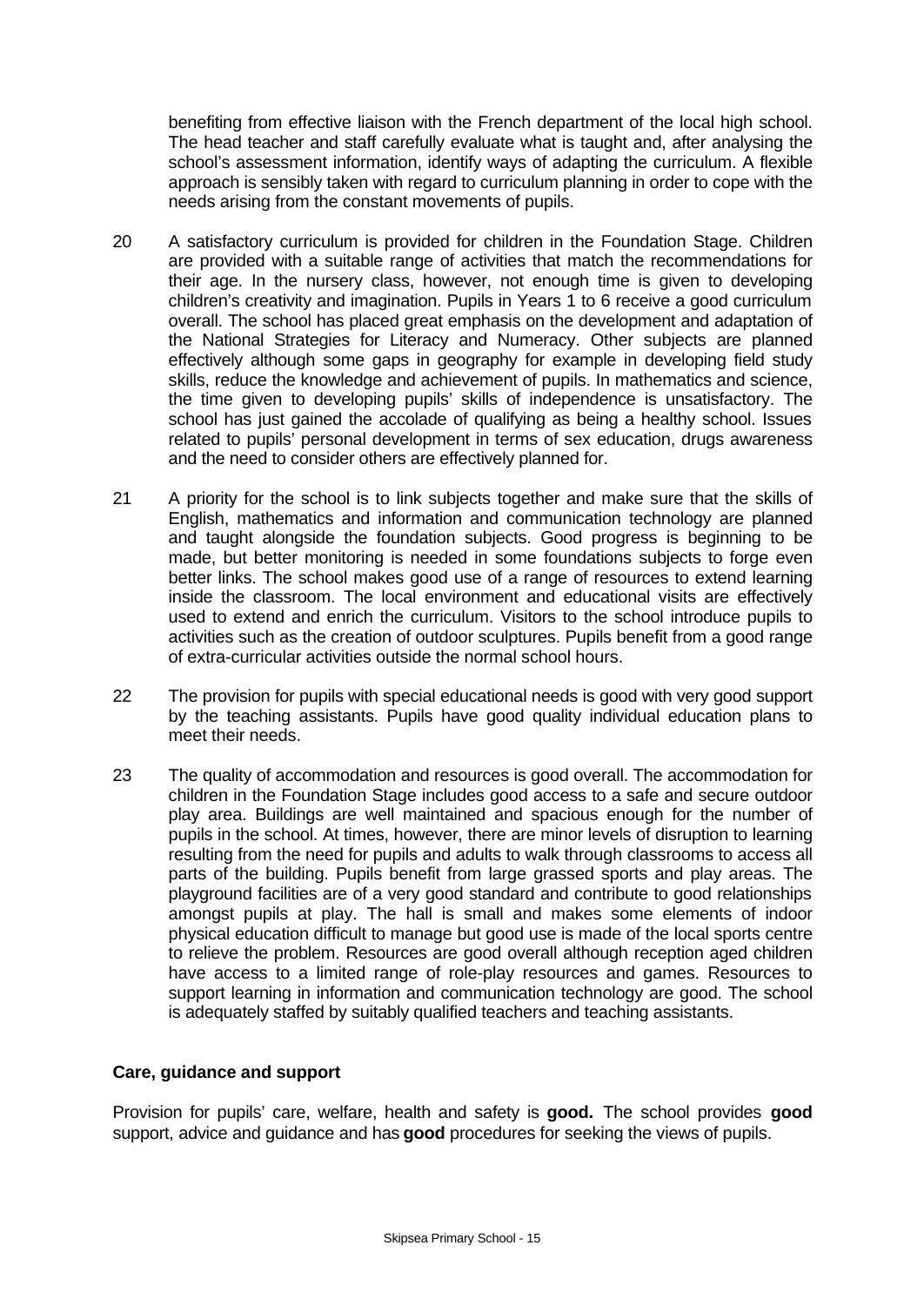benefiting from effective liaison with the French department of the local high school. The head teacher and staff carefully evaluate what is taught and, after analysing the school's assessment information, identify ways of adapting the curriculum. A flexible approach is sensibly taken with regard to curriculum planning in order to cope with the needs arising from the constant movements of pupils.

20 A satisfactory curriculum is provided for children in the Foundation Stage. Children are provided with a suitable range of activities that match the recommendations for their age. In the nursery class, however, not enough time is given to developing children's creativity and imagination. Pupils in Years 1 to 6 receive a good curriculum overall. The school has placed great emphasis on the development and adaptation of the National Strategies for Literacy and Numeracy. Other subjects are planned effectively although some gaps in geography for example in developing field study skills, reduce the knowledge and achievement of pupils. In mathematics and science, the time given to developing pupils' skills of independence is unsatisfactory. The school has just gained the accolade of qualifying as being a healthy school. Issues related to pupils' personal development in terms of sex education, drugs awareness and the need to consider others are effectively planned for.

21 A priority for the school is to link subjects together and make sure that the skills of English, mathematics and information and communication technology are planned and taught alongside the foundation subjects. Good progress is beginning to be made, but better monitoring is needed in some foundations subjects to forge even better links. The school makes good use of a range of resources to extend learning inside the classroom. The local environment and educational visits are effectively used to extend and enrich the curriculum. Visitors to the school introduce pupils to activities such as the creation of outdoor sculptures. Pupils benefit from a good range of extra-curricular activities outside the normal school hours.

22 The provision for pupils with special educational needs is good with very good support by the teaching assistants. Pupils have good quality individual education plans to meet their needs.

23 The quality of accommodation and resources is good overall. The accommodation for children in the Foundation Stage includes good access to a safe and secure outdoor play area. Buildings are well maintained and spacious enough for the number of pupils in the school. At times, however, there are minor levels of disruption to learning resulting from the need for pupils and adults to walk through classrooms to access all parts of the building. Pupils benefit from large grassed sports and play areas. The playground facilities are of a very good standard and contribute to good relationships amongst pupils at play. The hall is small and makes some elements of indoor physical education difficult to manage but good use is made of the local sports centre to relieve the problem. Resources are good overall although reception aged children have access to a limited range of role-play resources and games. Resources to support learning in information and communication technology are good. The school is adequately staffed by suitably qualified teachers and teaching assistants.

### Care, guidance and support

Provision for pupils' care, welfare, health and safety is **good.** The school provides **good** support, advice and guidance and has **good** procedures for seeking the views of pupils.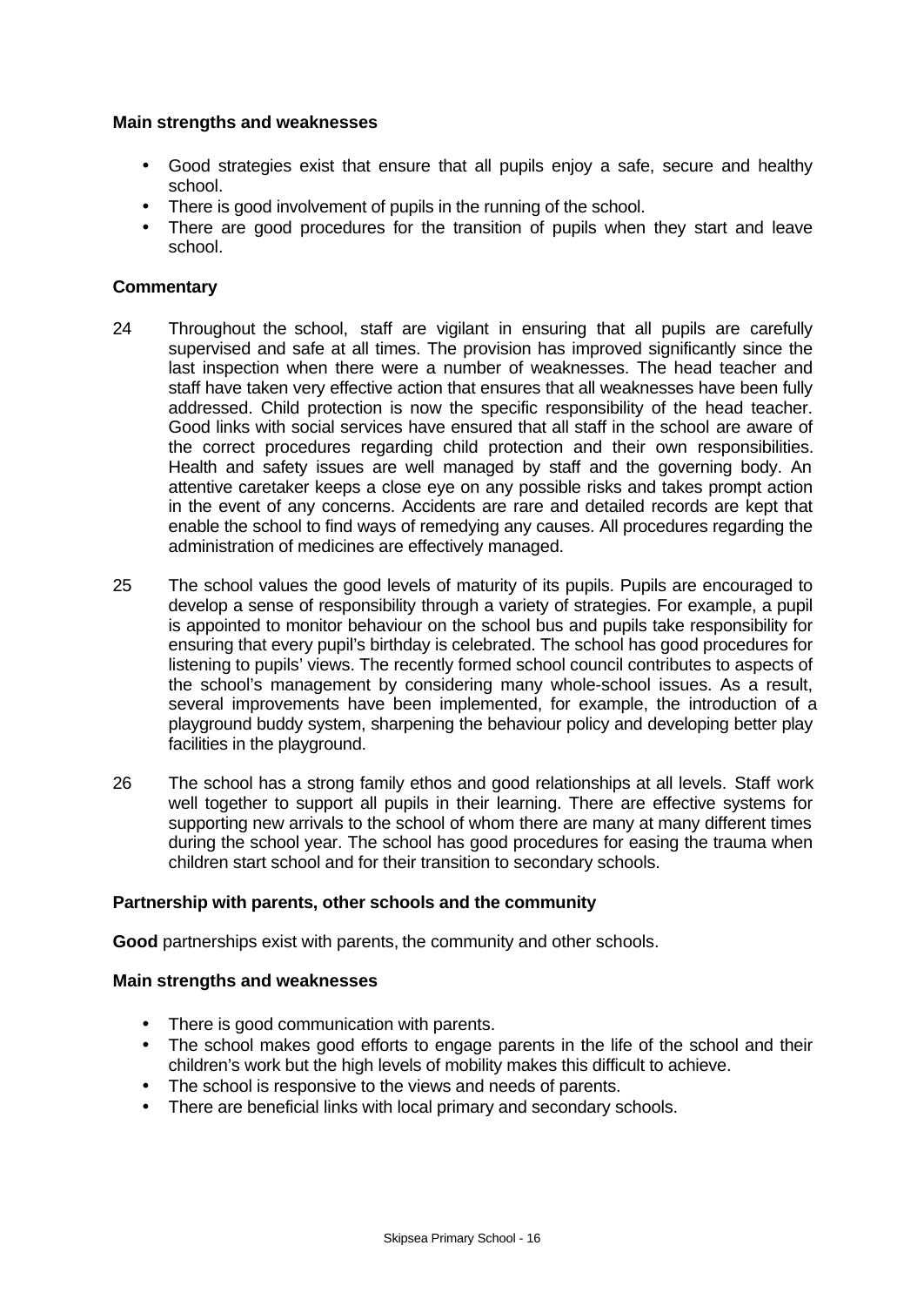**Main strengths and weaknesses**

- Good strategies exist that ensure that all pupils enjoy a safe, secure and healthy school.
- There is good involvement of pupils in the running of the school.
- There are good procedures for the transition of pupils when they start and leave school.

**Commentary**

24 Throughout the school, staff are vigilant in ensuring that all pupils are carefully supervised and safe at all times. The provision has improved significantly since the last inspection when there were a number of weaknesses. The head teacher and staff have taken very effective action that ensures that all weaknesses have been fully addressed. Child protection is now the specific responsibility of the head teacher. Good links with social services have ensured that all staff in the school are aware of the correct procedures regarding child protection and their own responsibilities. Health and safety issues are well managed by staff and the governing body. An attentive caretaker keeps a close eye on any possible risks and takes prompt action in the event of any concerns. Accidents are rare and detailed records are kept that enable the school to find ways of remedying any causes. All procedures regarding the administration of medicines are effectively managed.

25 The school values the good levels of maturity of its pupils. Pupils are encouraged to develop a sense of responsibility through a variety of strategies. For example, a pupil is appointed to monitor behaviour on the school bus and pupils take responsibility for ensuring that every pupil's birthday is celebrated. The school has good procedures for listening to pupils' views. The recently formed school council contributes to aspects of the school's management by considering many whole-school issues. As a result, several improvements have been implemented, for example, the introduction of a playground buddy system, sharpening the behaviour policy and developing better play facilities in the playground.

26 The school has a strong family ethos and good relationships at all levels. Staff work well together to support all pupils in their learning. There are effective systems for supporting new arrivals to the school of whom there are many at many different times during the school year. The school has good procedures for easing the trauma when children start school and for their transition to secondary schools.

**Partnership with parents, other schools and the community**

**Good** partnerships exist with parents, the community and other schools.

**Main strengths and weaknesses**

- There is good communication with parents.
- The school makes good efforts to engage parents in the life of the school and their children's work but the high levels of mobility makes this difficult to achieve.
- The school is responsive to the views and needs of parents.
- There are beneficial links with local primary and secondary schools.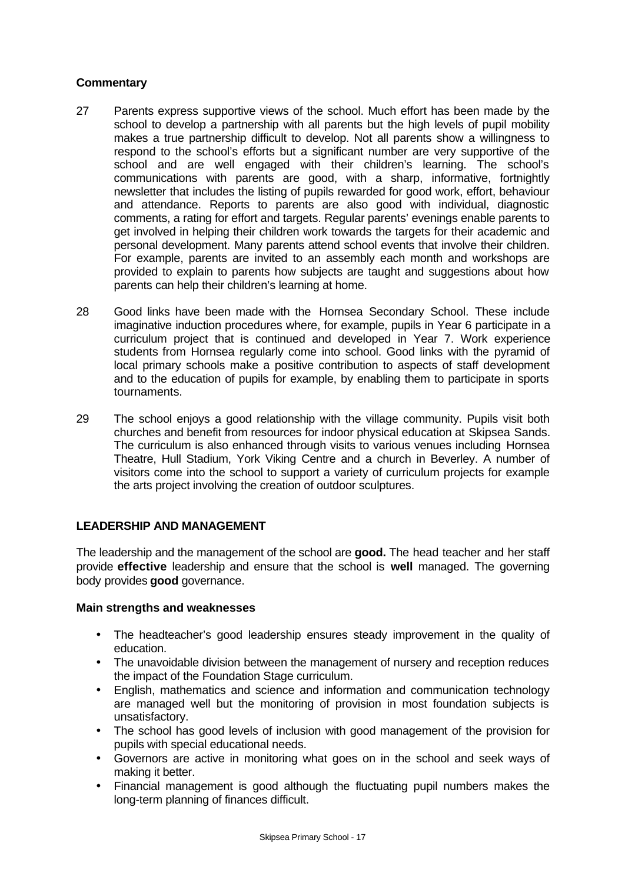**Commentary**

27 Parents express supportive views of the school. Much effort has been made by the school to develop a partnership with all parents but the high levels of pupil mobility makes a true partnership difficult to develop. Not all parents show a willingness to respond to the school's efforts but a significant number are very supportive of the school and are well engaged with their children's learning. The school's communications with parents are good, with a sharp, informative, fortnightly newsletter that includes the listing of pupils rewarded for good work, effort, behaviour and attendance. Reports to parents are also good with individual, diagnostic comments, a rating for effort and targets. Regular parents' evenings enable parents to get involved in helping their children work towards the targets for their academic and personal development. Many parents attend school events that involve their children. For example, parents are invited to an assembly each month and workshops are provided to explain to parents how subjects are taught and suggestions about how parents can help their children's learning at home.

28 Good links have been made with the Hornsea Secondary School. These include imaginative induction procedures where, for example, pupils in Year 6 participate in a curriculum project that is continued and developed in Year 7. Work experience students from Hornsea regularly come into school. Good links with the pyramid of local primary schools make a positive contribution to aspects of staff development and to the education of pupils for example, by enabling them to participate in sports tournaments.

29 The school enjoys a good relationship with the village community. Pupils visit both churches and benefit from resources for indoor physical education at Skipsea Sands. The curriculum is also enhanced through visits to various venues including Hornsea Theatre, Hull Stadium, York Viking Centre and a church in Beverley. A number of visitors come into the school to support a variety of curriculum projects for example the arts project involving the creation of outdoor sculptures.

## LEADERSHIP AND MANAGEMENT

The leadership and the management of the school are **good.** The head teacher and her staff provide **effective** leadership and ensure that the school is **well** managed. The governing body provides **good** governance.

**Main strengths and weaknesses**

- The headteacher's good leadership ensures steady improvement in the quality of education.
- The unavoidable division between the management of nursery and reception reduces the impact of the Foundation Stage curriculum.
- English, mathematics and science and information and communication technology are managed well but the monitoring of provision in most foundation subjects is unsatisfactory.
- The school has good levels of inclusion with good management of the provision for pupils with special educational needs.
- Governors are active in monitoring what goes on in the school and seek ways of making it better.
- Financial management is good although the fluctuating pupil numbers makes the long-term planning of finances difficult.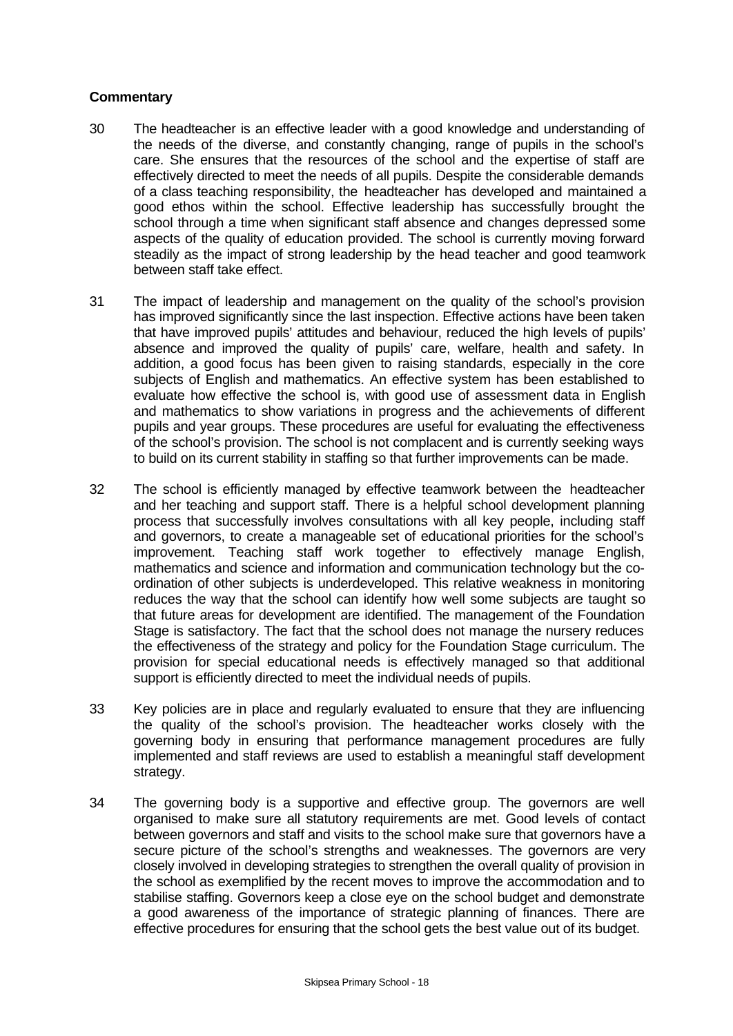**Commentary**

30 The headteacher is an effective leader with a good knowledge and understanding of the needs of the diverse, and constantly changing, range of pupils in the school's care. She ensures that the resources of the school and the expertise of staff are effectively directed to meet the needs of all pupils. Despite the considerable demands of a class teaching responsibility, the headteacher has developed and maintained a good ethos within the school. Effective leadership has successfully brought the school through a time when significant staff absence and changes depressed some aspects of the quality of education provided. The school is currently moving forward steadily as the impact of strong leadership by the head teacher and good teamwork between staff take effect.

31 The impact of leadership and management on the quality of the school's provision has improved significantly since the last inspection. Effective actions have been taken that have improved pupils' attitudes and behaviour, reduced the high levels of pupils' absence and improved the quality of pupils' care, welfare, health and safety. In addition, a good focus has been given to raising standards, especially in the core subjects of English and mathematics. An effective system has been established to evaluate how effective the school is, with good use of assessment data in English and mathematics to show variations in progress and the achievements of different pupils and year groups. These procedures are useful for evaluating the effectiveness of the school's provision. The school is not complacent and is currently seeking ways to build on its current stability in staffing so that further improvements can be made.

32 The school is efficiently managed by effective teamwork between the headteacher and her teaching and support staff. There is a helpful school development planning process that successfully involves consultations with all key people, including staff and governors, to create a manageable set of educational priorities for the school's improvement. Teaching staff work together to effectively manage English, mathematics and science and information and communication technology but the co-ordination of other subjects is underdeveloped. This relative weakness in monitoring reduces the way that the school can identify how well some subjects are taught so that future areas for development are identified. The management of the Foundation Stage is satisfactory. The fact that the school does not manage the nursery reduces the effectiveness of the strategy and policy for the Foundation Stage curriculum. The provision for special educational needs is effectively managed so that additional support is efficiently directed to meet the individual needs of pupils.

33 Key policies are in place and regularly evaluated to ensure that they are influencing the quality of the school's provision. The headteacher works closely with the governing body in ensuring that performance management procedures are fully implemented and staff reviews are used to establish a meaningful staff development strategy.

34 The governing body is a supportive and effective group. The governors are well organised to make sure all statutory requirements are met. Good levels of contact between governors and staff and visits to the school make sure that governors have a secure picture of the school's strengths and weaknesses. The governors are very closely involved in developing strategies to strengthen the overall quality of provision in the school as exemplified by the recent moves to improve the accommodation and to stabilise staffing. Governors keep a close eye on the school budget and demonstrate a good awareness of the importance of strategic planning of finances. There are effective procedures for ensuring that the school gets the best value out of its budget.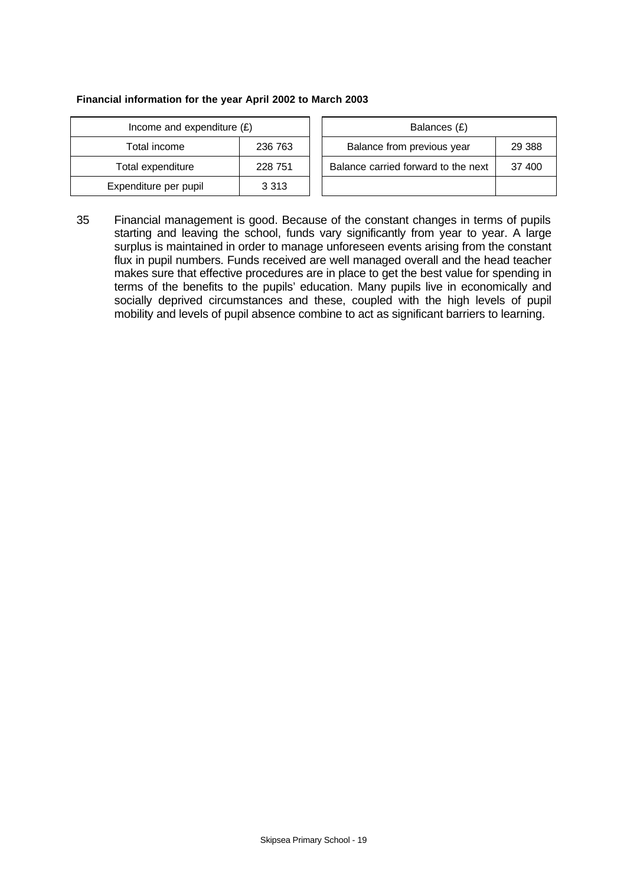**Financial information for the year April 2002 to March 2003**

| Income and expenditure (£) | |
|---|---|
| Total income | 236 763 |
| Total expenditure | 228 751 |
| Expenditure per pupil | 3 313 |

| Balances (£) | |
|---|---|
| Balance from previous year | 29 388 |
| Balance carried forward to the next | 37 400 |

35 Financial management is good. Because of the constant changes in terms of pupils starting and leaving the school, funds vary significantly from year to year. A large surplus is maintained in order to manage unforeseen events arising from the constant flux in pupil numbers. Funds received are well managed overall and the head teacher makes sure that effective procedures are in place to get the best value for spending in terms of the benefits to the pupils' education. Many pupils live in economically and socially deprived circumstances and these, coupled with the high levels of pupil mobility and levels of pupil absence combine to act as significant barriers to learning.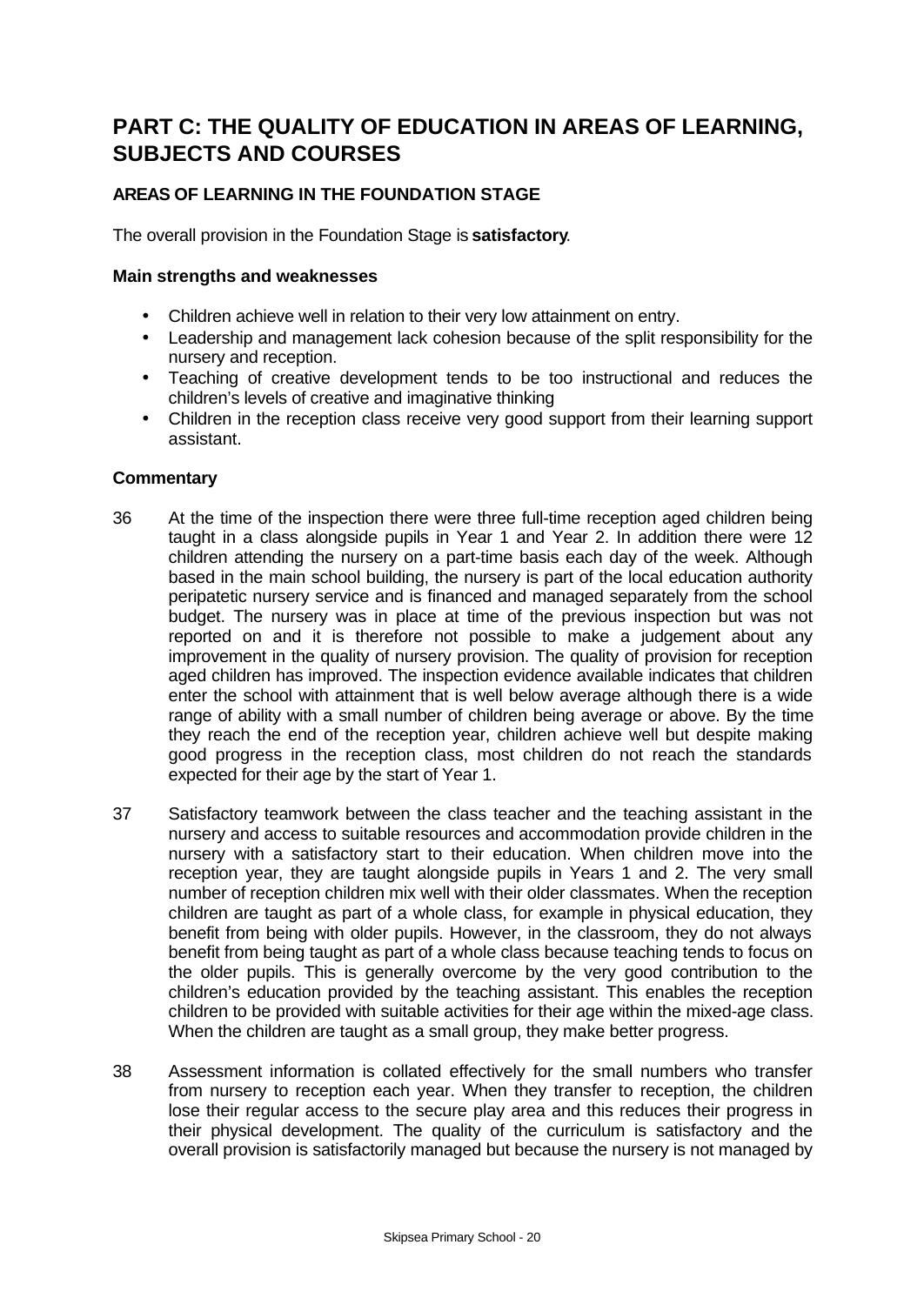# PART C: THE QUALITY OF EDUCATION IN AREAS OF LEARNING, SUBJECTS AND COURSES

### AREAS OF LEARNING IN THE FOUNDATION STAGE

The overall provision in the Foundation Stage is **satisfactory**.

#### Main strengths and weaknesses

- Children achieve well in relation to their very low attainment on entry.
- Leadership and management lack cohesion because of the split responsibility for the nursery and reception.
- Teaching of creative development tends to be too instructional and reduces the children's levels of creative and imaginative thinking
- Children in the reception class receive very good support from their learning support assistant.

#### Commentary

36 At the time of the inspection there were three full-time reception aged children being taught in a class alongside pupils in Year 1 and Year 2. In addition there were 12 children attending the nursery on a part-time basis each day of the week. Although based in the main school building, the nursery is part of the local education authority peripatetic nursery service and is financed and managed separately from the school budget. The nursery was in place at time of the previous inspection but was not reported on and it is therefore not possible to make a judgement about any improvement in the quality of nursery provision. The quality of provision for reception aged children has improved. The inspection evidence available indicates that children enter the school with attainment that is well below average although there is a wide range of ability with a small number of children being average or above. By the time they reach the end of the reception year, children achieve well but despite making good progress in the reception class, most children do not reach the standards expected for their age by the start of Year 1.

37 Satisfactory teamwork between the class teacher and the teaching assistant in the nursery and access to suitable resources and accommodation provide children in the nursery with a satisfactory start to their education. When children move into the reception year, they are taught alongside pupils in Years 1 and 2. The very small number of reception children mix well with their older classmates. When the reception children are taught as part of a whole class, for example in physical education, they benefit from being with older pupils. However, in the classroom, they do not always benefit from being taught as part of a whole class because teaching tends to focus on the older pupils. This is generally overcome by the very good contribution to the children's education provided by the teaching assistant. This enables the reception children to be provided with suitable activities for their age within the mixed-age class. When the children are taught as a small group, they make better progress.

38 Assessment information is collated effectively for the small numbers who transfer from nursery to reception each year. When they transfer to reception, the children lose their regular access to the secure play area and this reduces their progress in their physical development. The quality of the curriculum is satisfactory and the overall provision is satisfactorily managed but because the nursery is not managed by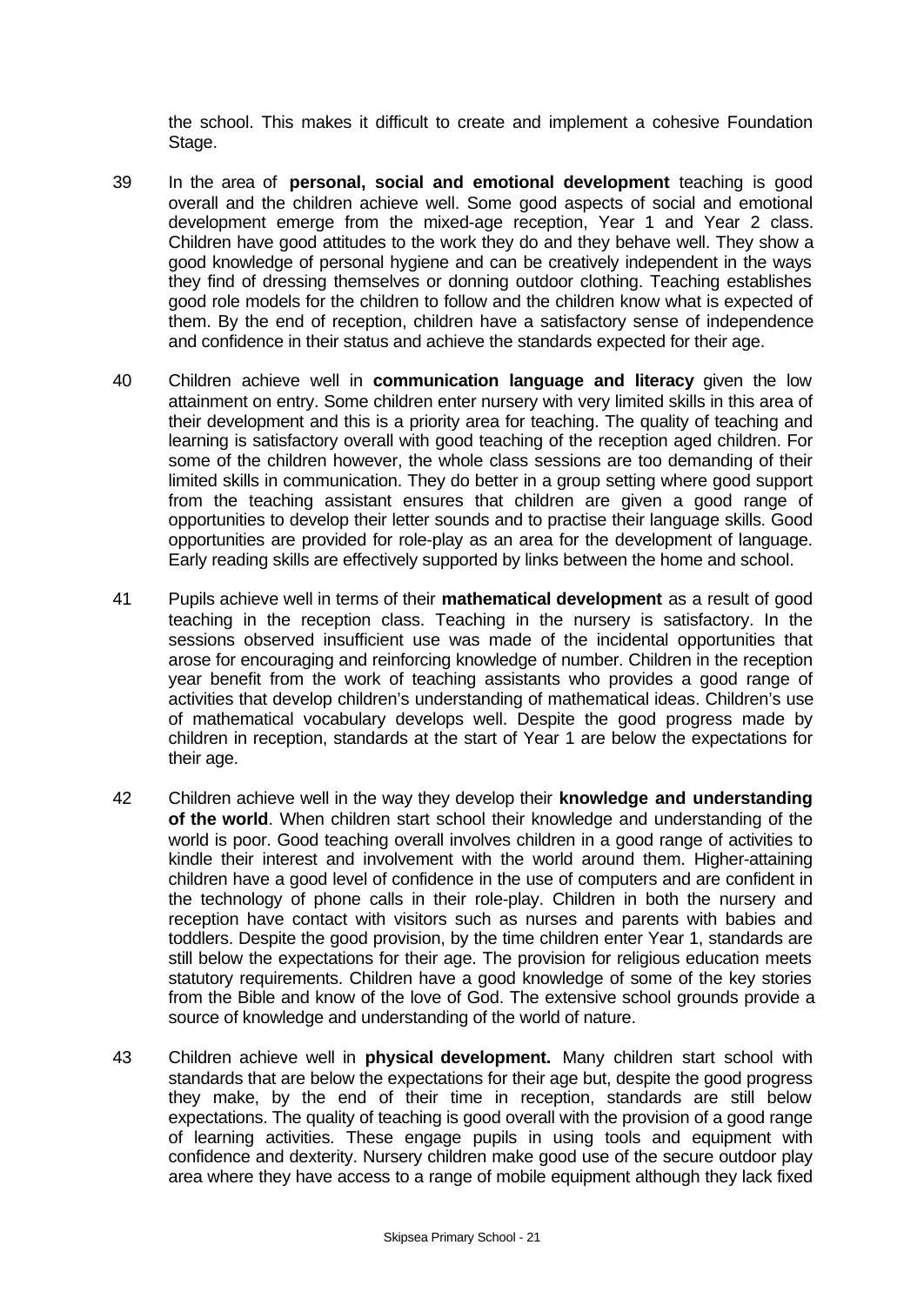the school. This makes it difficult to create and implement a cohesive Foundation Stage.

39 In the area of **personal, social and emotional development** teaching is good overall and the children achieve well. Some good aspects of social and emotional development emerge from the mixed-age reception, Year 1 and Year 2 class. Children have good attitudes to the work they do and they behave well. They show a good knowledge of personal hygiene and can be creatively independent in the ways they find of dressing themselves or donning outdoor clothing. Teaching establishes good role models for the children to follow and the children know what is expected of them. By the end of reception, children have a satisfactory sense of independence and confidence in their status and achieve the standards expected for their age.

40 Children achieve well in **communication language and literacy** given the low attainment on entry. Some children enter nursery with very limited skills in this area of their development and this is a priority area for teaching. The quality of teaching and learning is satisfactory overall with good teaching of the reception aged children. For some of the children however, the whole class sessions are too demanding of their limited skills in communication. They do better in a group setting where good support from the teaching assistant ensures that children are given a good range of opportunities to develop their letter sounds and to practise their language skills. Good opportunities are provided for role-play as an area for the development of language. Early reading skills are effectively supported by links between the home and school.

41 Pupils achieve well in terms of their **mathematical development** as a result of good teaching in the reception class. Teaching in the nursery is satisfactory. In the sessions observed insufficient use was made of the incidental opportunities that arose for encouraging and reinforcing knowledge of number. Children in the reception year benefit from the work of teaching assistants who provides a good range of activities that develop children's understanding of mathematical ideas. Children's use of mathematical vocabulary develops well. Despite the good progress made by children in reception, standards at the start of Year 1 are below the expectations for their age.

42 Children achieve well in the way they develop their **knowledge and understanding of the world**. When children start school their knowledge and understanding of the world is poor. Good teaching overall involves children in a good range of activities to kindle their interest and involvement with the world around them. Higher-attaining children have a good level of confidence in the use of computers and are confident in the technology of phone calls in their role-play. Children in both the nursery and reception have contact with visitors such as nurses and parents with babies and toddlers. Despite the good provision, by the time children enter Year 1, standards are still below the expectations for their age. The provision for religious education meets statutory requirements. Children have a good knowledge of some of the key stories from the Bible and know of the love of God. The extensive school grounds provide a source of knowledge and understanding of the world of nature.

43 Children achieve well in **physical development.** Many children start school with standards that are below the expectations for their age but, despite the good progress they make, by the end of their time in reception, standards are still below expectations. The quality of teaching is good overall with the provision of a good range of learning activities. These engage pupils in using tools and equipment with confidence and dexterity. Nursery children make good use of the secure outdoor play area where they have access to a range of mobile equipment although they lack fixed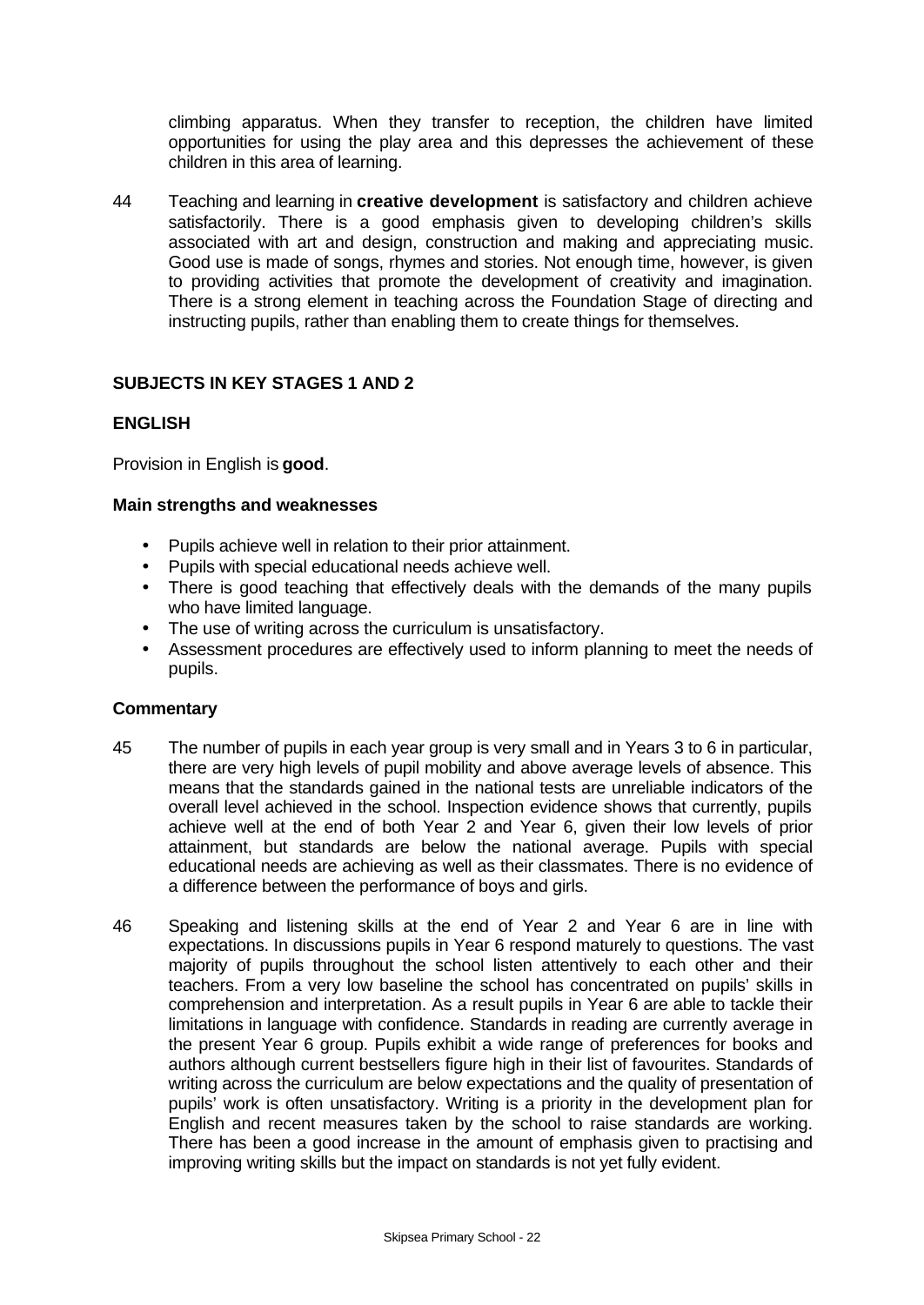climbing apparatus. When they transfer to reception, the children have limited opportunities for using the play area and this depresses the achievement of these children in this area of learning.

44 Teaching and learning in **creative development** is satisfactory and children achieve satisfactorily. There is a good emphasis given to developing children's skills associated with art and design, construction and making and appreciating music. Good use is made of songs, rhymes and stories. Not enough time, however, is given to providing activities that promote the development of creativity and imagination. There is a strong element in teaching across the Foundation Stage of directing and instructing pupils, rather than enabling them to create things for themselves.

## SUBJECTS IN KEY STAGES 1 AND 2

### ENGLISH

Provision in English is **good**.

#### Main strengths and weaknesses

- Pupils achieve well in relation to their prior attainment.
- Pupils with special educational needs achieve well.
- There is good teaching that effectively deals with the demands of the many pupils who have limited language.
- The use of writing across the curriculum is unsatisfactory.
- Assessment procedures are effectively used to inform planning to meet the needs of pupils.

#### Commentary

45 The number of pupils in each year group is very small and in Years 3 to 6 in particular, there are very high levels of pupil mobility and above average levels of absence. This means that the standards gained in the national tests are unreliable indicators of the overall level achieved in the school. Inspection evidence shows that currently, pupils achieve well at the end of both Year 2 and Year 6, given their low levels of prior attainment, but standards are below the national average. Pupils with special educational needs are achieving as well as their classmates. There is no evidence of a difference between the performance of boys and girls.

46 Speaking and listening skills at the end of Year 2 and Year 6 are in line with expectations. In discussions pupils in Year 6 respond maturely to questions. The vast majority of pupils throughout the school listen attentively to each other and their teachers. From a very low baseline the school has concentrated on pupils' skills in comprehension and interpretation. As a result pupils in Year 6 are able to tackle their limitations in language with confidence. Standards in reading are currently average in the present Year 6 group. Pupils exhibit a wide range of preferences for books and authors although current bestsellers figure high in their list of favourites. Standards of writing across the curriculum are below expectations and the quality of presentation of pupils' work is often unsatisfactory. Writing is a priority in the development plan for English and recent measures taken by the school to raise standards are working. There has been a good increase in the amount of emphasis given to practising and improving writing skills but the impact on standards is not yet fully evident.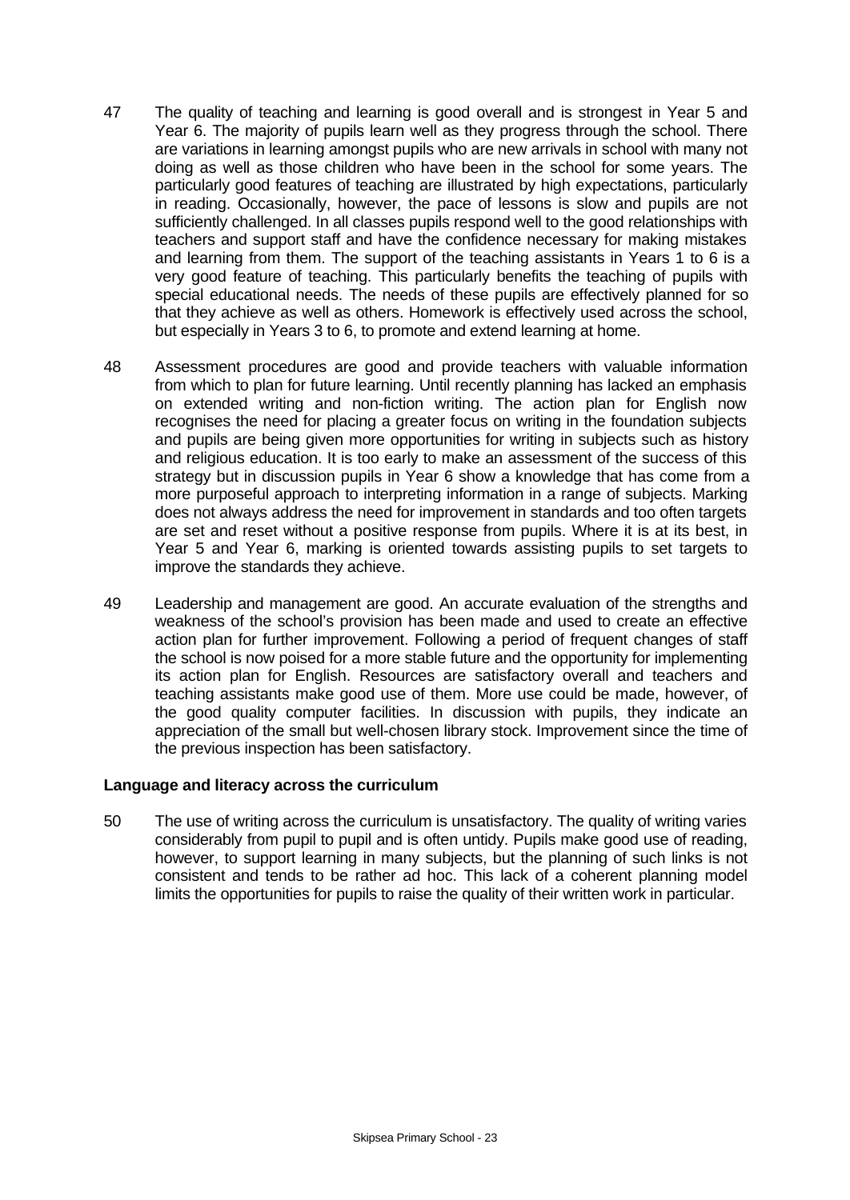47 The quality of teaching and learning is good overall and is strongest in Year 5 and Year 6. The majority of pupils learn well as they progress through the school. There are variations in learning amongst pupils who are new arrivals in school with many not doing as well as those children who have been in the school for some years. The particularly good features of teaching are illustrated by high expectations, particularly in reading. Occasionally, however, the pace of lessons is slow and pupils are not sufficiently challenged. In all classes pupils respond well to the good relationships with teachers and support staff and have the confidence necessary for making mistakes and learning from them. The support of the teaching assistants in Years 1 to 6 is a very good feature of teaching. This particularly benefits the teaching of pupils with special educational needs. The needs of these pupils are effectively planned for so that they achieve as well as others. Homework is effectively used across the school, but especially in Years 3 to 6, to promote and extend learning at home.

48 Assessment procedures are good and provide teachers with valuable information from which to plan for future learning. Until recently planning has lacked an emphasis on extended writing and non-fiction writing. The action plan for English now recognises the need for placing a greater focus on writing in the foundation subjects and pupils are being given more opportunities for writing in subjects such as history and religious education. It is too early to make an assessment of the success of this strategy but in discussion pupils in Year 6 show a knowledge that has come from a more purposeful approach to interpreting information in a range of subjects. Marking does not always address the need for improvement in standards and too often targets are set and reset without a positive response from pupils. Where it is at its best, in Year 5 and Year 6, marking is oriented towards assisting pupils to set targets to improve the standards they achieve.

49 Leadership and management are good. An accurate evaluation of the strengths and weakness of the school's provision has been made and used to create an effective action plan for further improvement. Following a period of frequent changes of staff the school is now poised for a more stable future and the opportunity for implementing its action plan for English. Resources are satisfactory overall and teachers and teaching assistants make good use of them. More use could be made, however, of the good quality computer facilities. In discussion with pupils, they indicate an appreciation of the small but well-chosen library stock. Improvement since the time of the previous inspection has been satisfactory.

**Language and literacy across the curriculum**

50 The use of writing across the curriculum is unsatisfactory. The quality of writing varies considerably from pupil to pupil and is often untidy. Pupils make good use of reading, however, to support learning in many subjects, but the planning of such links is not consistent and tends to be rather ad hoc. This lack of a coherent planning model limits the opportunities for pupils to raise the quality of their written work in particular.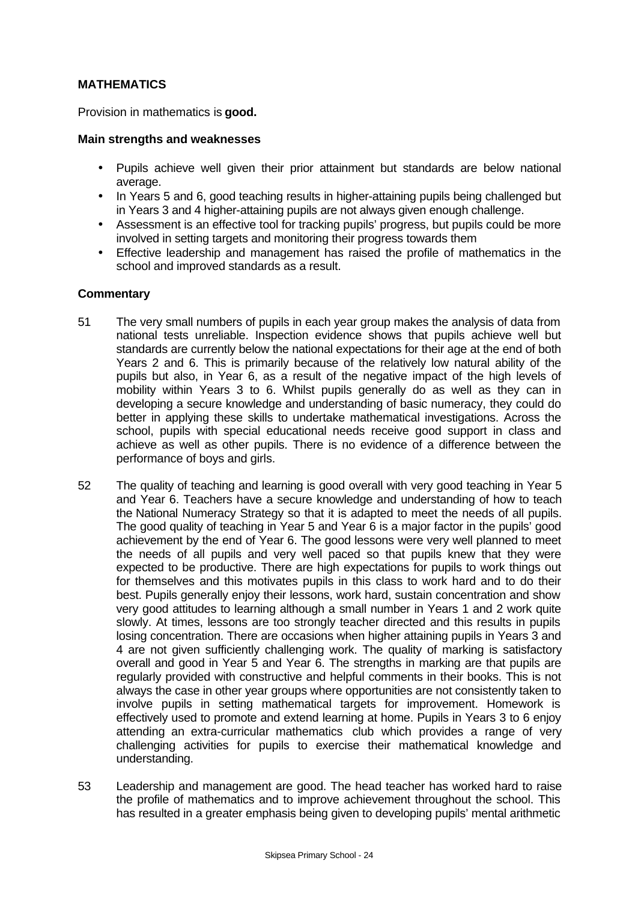## MATHEMATICS

Provision in mathematics is **good.**

### Main strengths and weaknesses

- Pupils achieve well given their prior attainment but standards are below national average.
- In Years 5 and 6, good teaching results in higher-attaining pupils being challenged but in Years 3 and 4 higher-attaining pupils are not always given enough challenge.
- Assessment is an effective tool for tracking pupils' progress, but pupils could be more involved in setting targets and monitoring their progress towards them
- Effective leadership and management has raised the profile of mathematics in the school and improved standards as a result.

### Commentary

51 The very small numbers of pupils in each year group makes the analysis of data from national tests unreliable. Inspection evidence shows that pupils achieve well but standards are currently below the national expectations for their age at the end of both Years 2 and 6. This is primarily because of the relatively low natural ability of the pupils but also, in Year 6, as a result of the negative impact of the high levels of mobility within Years 3 to 6. Whilst pupils generally do as well as they can in developing a secure knowledge and understanding of basic numeracy, they could do better in applying these skills to undertake mathematical investigations. Across the school, pupils with special educational needs receive good support in class and achieve as well as other pupils. There is no evidence of a difference between the performance of boys and girls.

52 The quality of teaching and learning is good overall with very good teaching in Year 5 and Year 6. Teachers have a secure knowledge and understanding of how to teach the National Numeracy Strategy so that it is adapted to meet the needs of all pupils. The good quality of teaching in Year 5 and Year 6 is a major factor in the pupils' good achievement by the end of Year 6. The good lessons were very well planned to meet the needs of all pupils and very well paced so that pupils knew that they were expected to be productive. There are high expectations for pupils to work things out for themselves and this motivates pupils in this class to work hard and to do their best. Pupils generally enjoy their lessons, work hard, sustain concentration and show very good attitudes to learning although a small number in Years 1 and 2 work quite slowly. At times, lessons are too strongly teacher directed and this results in pupils losing concentration. There are occasions when higher attaining pupils in Years 3 and 4 are not given sufficiently challenging work. The quality of marking is satisfactory overall and good in Year 5 and Year 6. The strengths in marking are that pupils are regularly provided with constructive and helpful comments in their books. This is not always the case in other year groups where opportunities are not consistently taken to involve pupils in setting mathematical targets for improvement. Homework is effectively used to promote and extend learning at home. Pupils in Years 3 to 6 enjoy attending an extra-curricular mathematics club which provides a range of very challenging activities for pupils to exercise their mathematical knowledge and understanding.

53 Leadership and management are good. The head teacher has worked hard to raise the profile of mathematics and to improve achievement throughout the school. This has resulted in a greater emphasis being given to developing pupils' mental arithmetic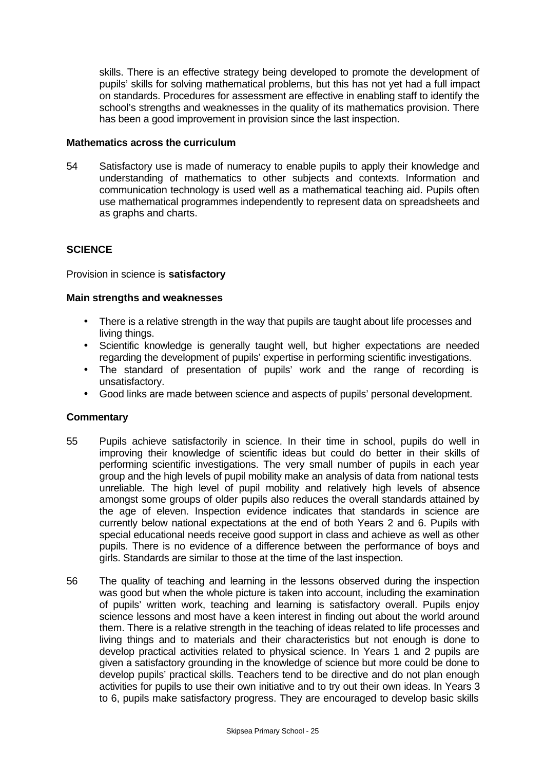skills. There is an effective strategy being developed to promote the development of pupils' skills for solving mathematical problems, but this has not yet had a full impact on standards. Procedures for assessment are effective in enabling staff to identify the school's strengths and weaknesses in the quality of its mathematics provision. There has been a good improvement in provision since the last inspection.

**Mathematics across the curriculum**

54 Satisfactory use is made of numeracy to enable pupils to apply their knowledge and understanding of mathematics to other subjects and contexts. Information and communication technology is used well as a mathematical teaching aid. Pupils often use mathematical programmes independently to represent data on spreadsheets and as graphs and charts.

## SCIENCE

Provision in science is **satisfactory**

**Main strengths and weaknesses**

- There is a relative strength in the way that pupils are taught about life processes and living things.
- Scientific knowledge is generally taught well, but higher expectations are needed regarding the development of pupils' expertise in performing scientific investigations.
- The standard of presentation of pupils' work and the range of recording is unsatisfactory.
- Good links are made between science and aspects of pupils' personal development.

**Commentary**

55 Pupils achieve satisfactorily in science. In their time in school, pupils do well in improving their knowledge of scientific ideas but could do better in their skills of performing scientific investigations. The very small number of pupils in each year group and the high levels of pupil mobility make an analysis of data from national tests unreliable. The high level of pupil mobility and relatively high levels of absence amongst some groups of older pupils also reduces the overall standards attained by the age of eleven. Inspection evidence indicates that standards in science are currently below national expectations at the end of both Years 2 and 6. Pupils with special educational needs receive good support in class and achieve as well as other pupils. There is no evidence of a difference between the performance of boys and girls. Standards are similar to those at the time of the last inspection.

56 The quality of teaching and learning in the lessons observed during the inspection was good but when the whole picture is taken into account, including the examination of pupils' written work, teaching and learning is satisfactory overall. Pupils enjoy science lessons and most have a keen interest in finding out about the world around them. There is a relative strength in the teaching of ideas related to life processes and living things and to materials and their characteristics but not enough is done to develop practical activities related to physical science. In Years 1 and 2 pupils are given a satisfactory grounding in the knowledge of science but more could be done to develop pupils' practical skills. Teachers tend to be directive and do not plan enough activities for pupils to use their own initiative and to try out their own ideas. In Years 3 to 6, pupils make satisfactory progress. They are encouraged to develop basic skills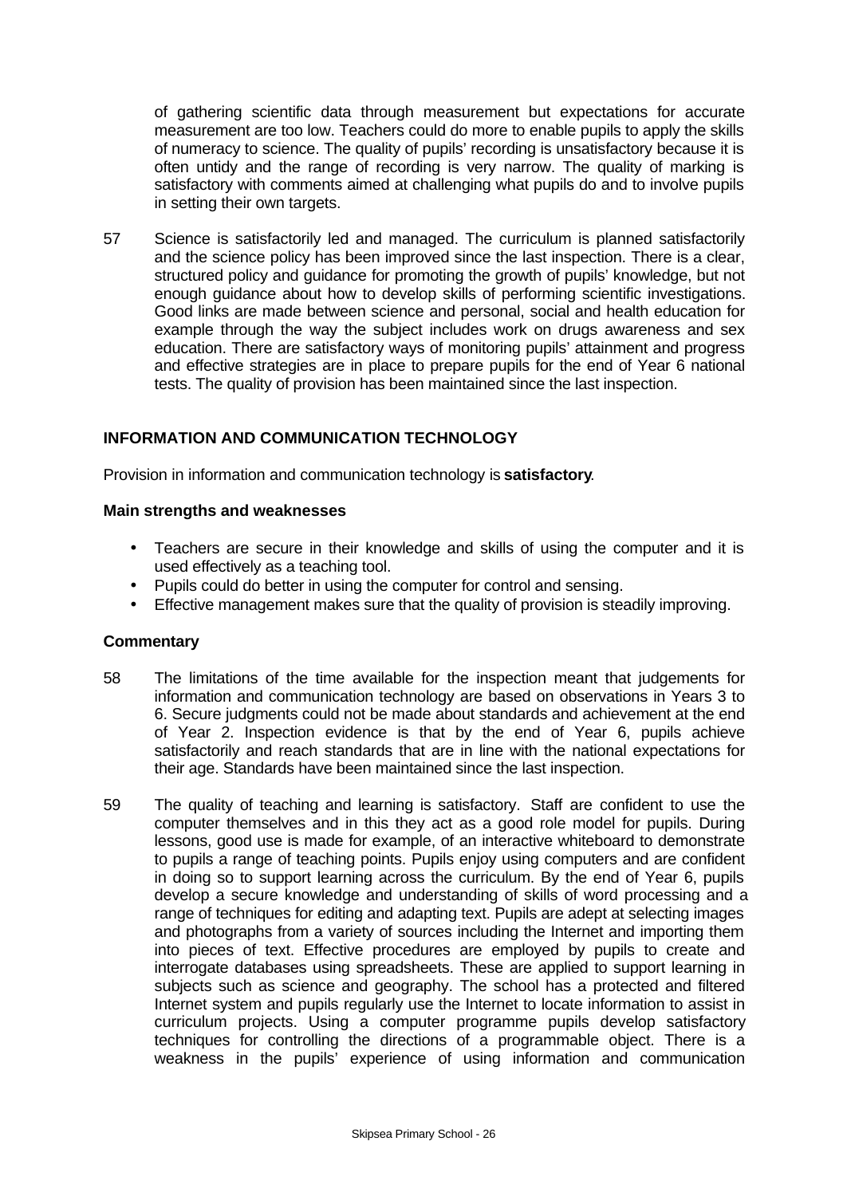of gathering scientific data through measurement but expectations for accurate measurement are too low. Teachers could do more to enable pupils to apply the skills of numeracy to science. The quality of pupils' recording is unsatisfactory because it is often untidy and the range of recording is very narrow. The quality of marking is satisfactory with comments aimed at challenging what pupils do and to involve pupils in setting their own targets.

57 Science is satisfactorily led and managed. The curriculum is planned satisfactorily and the science policy has been improved since the last inspection. There is a clear, structured policy and guidance for promoting the growth of pupils' knowledge, but not enough guidance about how to develop skills of performing scientific investigations. Good links are made between science and personal, social and health education for example through the way the subject includes work on drugs awareness and sex education. There are satisfactory ways of monitoring pupils' attainment and progress and effective strategies are in place to prepare pupils for the end of Year 6 national tests. The quality of provision has been maintained since the last inspection.

## INFORMATION AND COMMUNICATION TECHNOLOGY

Provision in information and communication technology is **satisfactory**.

### Main strengths and weaknesses

- Teachers are secure in their knowledge and skills of using the computer and it is used effectively as a teaching tool.
- Pupils could do better in using the computer for control and sensing.
- Effective management makes sure that the quality of provision is steadily improving.

### Commentary

58 The limitations of the time available for the inspection meant that judgements for information and communication technology are based on observations in Years 3 to 6. Secure judgments could not be made about standards and achievement at the end of Year 2. Inspection evidence is that by the end of Year 6, pupils achieve satisfactorily and reach standards that are in line with the national expectations for their age. Standards have been maintained since the last inspection.

59 The quality of teaching and learning is satisfactory. Staff are confident to use the computer themselves and in this they act as a good role model for pupils. During lessons, good use is made for example, of an interactive whiteboard to demonstrate to pupils a range of teaching points. Pupils enjoy using computers and are confident in doing so to support learning across the curriculum. By the end of Year 6, pupils develop a secure knowledge and understanding of skills of word processing and a range of techniques for editing and adapting text. Pupils are adept at selecting images and photographs from a variety of sources including the Internet and importing them into pieces of text. Effective procedures are employed by pupils to create and interrogate databases using spreadsheets. These are applied to support learning in subjects such as science and geography. The school has a protected and filtered Internet system and pupils regularly use the Internet to locate information to assist in curriculum projects. Using a computer programme pupils develop satisfactory techniques for controlling the directions of a programmable object. There is a weakness in the pupils' experience of using information and communication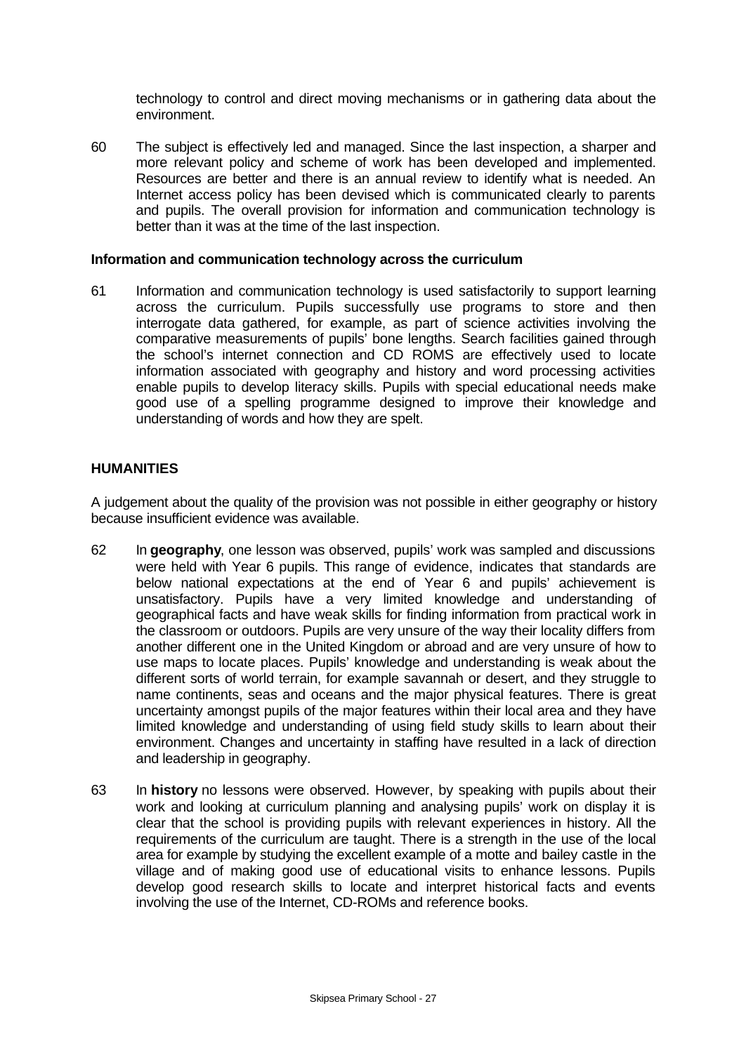technology to control and direct moving mechanisms or in gathering data about the environment.

60 The subject is effectively led and managed. Since the last inspection, a sharper and more relevant policy and scheme of work has been developed and implemented. Resources are better and there is an annual review to identify what is needed. An Internet access policy has been devised which is communicated clearly to parents and pupils. The overall provision for information and communication technology is better than it was at the time of the last inspection.

**Information and communication technology across the curriculum**

61 Information and communication technology is used satisfactorily to support learning across the curriculum. Pupils successfully use programs to store and then interrogate data gathered, for example, as part of science activities involving the comparative measurements of pupils' bone lengths. Search facilities gained through the school's internet connection and CD ROMS are effectively used to locate information associated with geography and history and word processing activities enable pupils to develop literacy skills. Pupils with special educational needs make good use of a spelling programme designed to improve their knowledge and understanding of words and how they are spelt.

## HUMANITIES

A judgement about the quality of the provision was not possible in either geography or history because insufficient evidence was available.

62 In **geography**, one lesson was observed, pupils' work was sampled and discussions were held with Year 6 pupils. This range of evidence, indicates that standards are below national expectations at the end of Year 6 and pupils' achievement is unsatisfactory. Pupils have a very limited knowledge and understanding of geographical facts and have weak skills for finding information from practical work in the classroom or outdoors. Pupils are very unsure of the way their locality differs from another different one in the United Kingdom or abroad and are very unsure of how to use maps to locate places. Pupils' knowledge and understanding is weak about the different sorts of world terrain, for example savannah or desert, and they struggle to name continents, seas and oceans and the major physical features. There is great uncertainty amongst pupils of the major features within their local area and they have limited knowledge and understanding of using field study skills to learn about their environment. Changes and uncertainty in staffing have resulted in a lack of direction and leadership in geography.

63 In **history** no lessons were observed. However, by speaking with pupils about their work and looking at curriculum planning and analysing pupils' work on display it is clear that the school is providing pupils with relevant experiences in history. All the requirements of the curriculum are taught. There is a strength in the use of the local area for example by studying the excellent example of a motte and bailey castle in the village and of making good use of educational visits to enhance lessons. Pupils develop good research skills to locate and interpret historical facts and events involving the use of the Internet, CD-ROMs and reference books.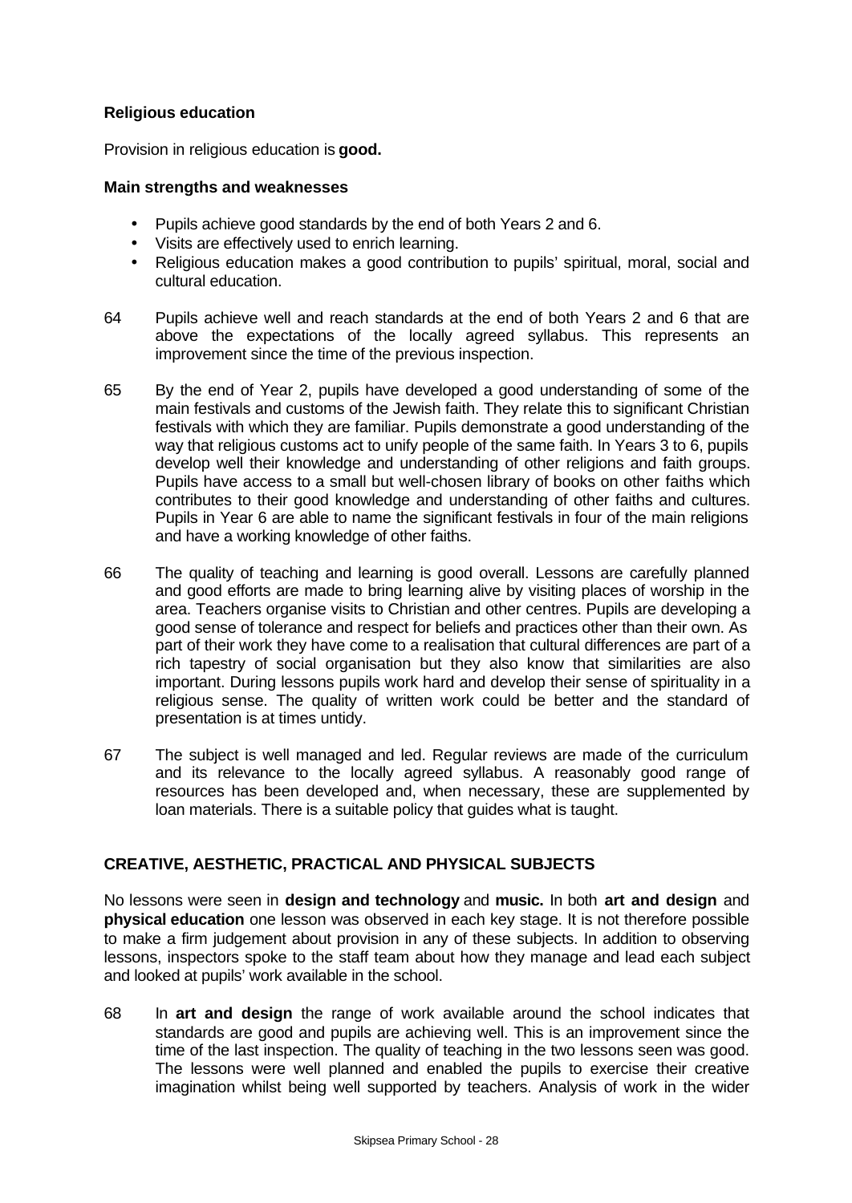### Religious education

Provision in religious education is **good.**

#### Main strengths and weaknesses

- Pupils achieve good standards by the end of both Years 2 and 6.
- Visits are effectively used to enrich learning.
- Religious education makes a good contribution to pupils' spiritual, moral, social and cultural education.

64 Pupils achieve well and reach standards at the end of both Years 2 and 6 that are above the expectations of the locally agreed syllabus. This represents an improvement since the time of the previous inspection.

65 By the end of Year 2, pupils have developed a good understanding of some of the main festivals and customs of the Jewish faith. They relate this to significant Christian festivals with which they are familiar. Pupils demonstrate a good understanding of the way that religious customs act to unify people of the same faith. In Years 3 to 6, pupils develop well their knowledge and understanding of other religions and faith groups. Pupils have access to a small but well-chosen library of books on other faiths which contributes to their good knowledge and understanding of other faiths and cultures. Pupils in Year 6 are able to name the significant festivals in four of the main religions and have a working knowledge of other faiths.

66 The quality of teaching and learning is good overall. Lessons are carefully planned and good efforts are made to bring learning alive by visiting places of worship in the area. Teachers organise visits to Christian and other centres. Pupils are developing a good sense of tolerance and respect for beliefs and practices other than their own. As part of their work they have come to a realisation that cultural differences are part of a rich tapestry of social organisation but they also know that similarities are also important. During lessons pupils work hard and develop their sense of spirituality in a religious sense. The quality of written work could be better and the standard of presentation is at times untidy.

67 The subject is well managed and led. Regular reviews are made of the curriculum and its relevance to the locally agreed syllabus. A reasonably good range of resources has been developed and, when necessary, these are supplemented by loan materials. There is a suitable policy that guides what is taught.

### CREATIVE, AESTHETIC, PRACTICAL AND PHYSICAL SUBJECTS

No lessons were seen in **design and technology** and **music.** In both **art and design** and **physical education** one lesson was observed in each key stage. It is not therefore possible to make a firm judgement about provision in any of these subjects. In addition to observing lessons, inspectors spoke to the staff team about how they manage and lead each subject and looked at pupils' work available in the school.

68 In **art and design** the range of work available around the school indicates that standards are good and pupils are achieving well. This is an improvement since the time of the last inspection. The quality of teaching in the two lessons seen was good. The lessons were well planned and enabled the pupils to exercise their creative imagination whilst being well supported by teachers. Analysis of work in the wider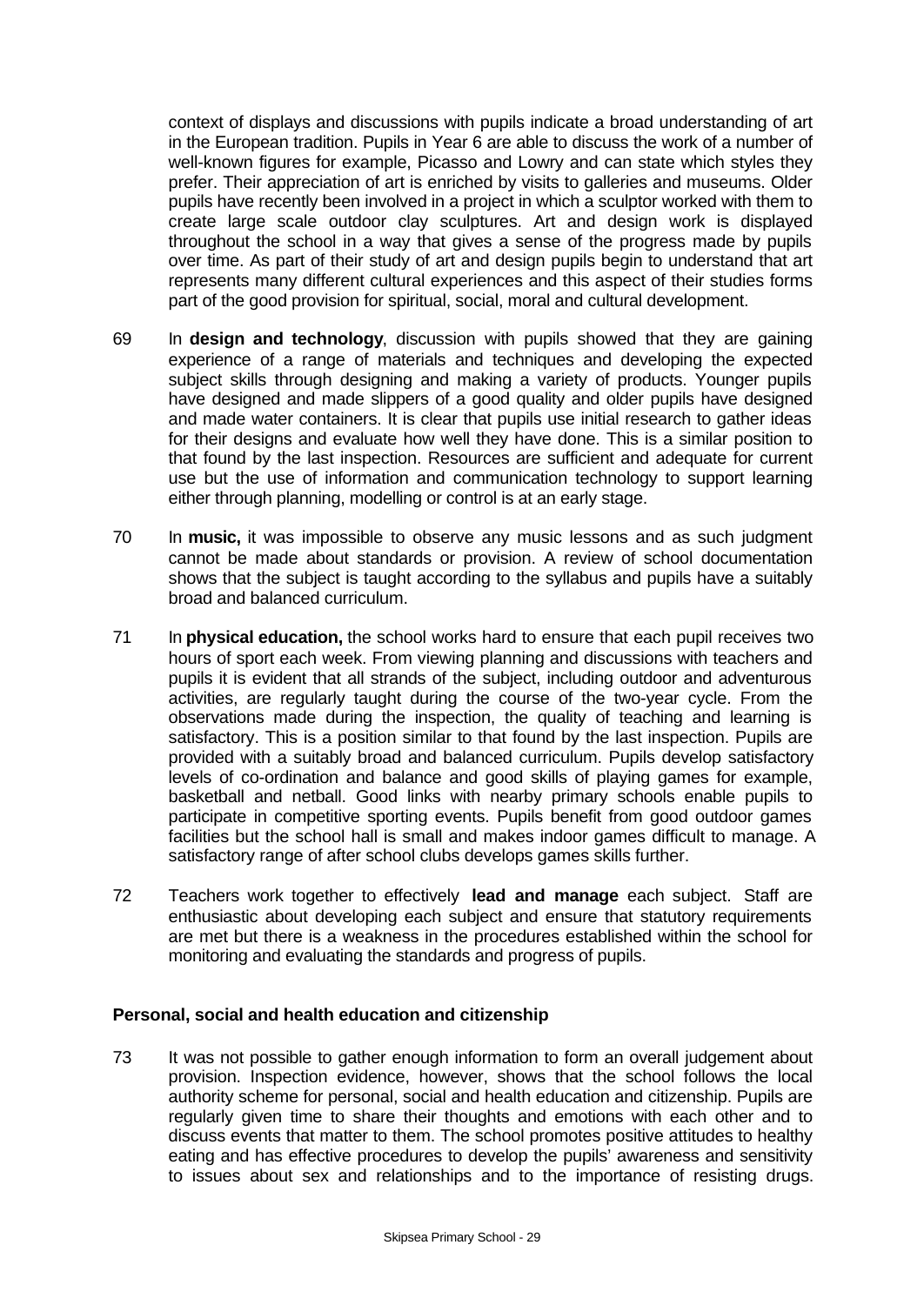context of displays and discussions with pupils indicate a broad understanding of art in the European tradition. Pupils in Year 6 are able to discuss the work of a number of well-known figures for example, Picasso and Lowry and can state which styles they prefer. Their appreciation of art is enriched by visits to galleries and museums. Older pupils have recently been involved in a project in which a sculptor worked with them to create large scale outdoor clay sculptures. Art and design work is displayed throughout the school in a way that gives a sense of the progress made by pupils over time. As part of their study of art and design pupils begin to understand that art represents many different cultural experiences and this aspect of their studies forms part of the good provision for spiritual, social, moral and cultural development.

69 In **design and technology**, discussion with pupils showed that they are gaining experience of a range of materials and techniques and developing the expected subject skills through designing and making a variety of products. Younger pupils have designed and made slippers of a good quality and older pupils have designed and made water containers. It is clear that pupils use initial research to gather ideas for their designs and evaluate how well they have done. This is a similar position to that found by the last inspection. Resources are sufficient and adequate for current use but the use of information and communication technology to support learning either through planning, modelling or control is at an early stage.

70 In **music,** it was impossible to observe any music lessons and as such judgment cannot be made about standards or provision. A review of school documentation shows that the subject is taught according to the syllabus and pupils have a suitably broad and balanced curriculum.

71 In **physical education,** the school works hard to ensure that each pupil receives two hours of sport each week. From viewing planning and discussions with teachers and pupils it is evident that all strands of the subject, including outdoor and adventurous activities, are regularly taught during the course of the two-year cycle. From the observations made during the inspection, the quality of teaching and learning is satisfactory. This is a position similar to that found by the last inspection. Pupils are provided with a suitably broad and balanced curriculum. Pupils develop satisfactory levels of co-ordination and balance and good skills of playing games for example, basketball and netball. Good links with nearby primary schools enable pupils to participate in competitive sporting events. Pupils benefit from good outdoor games facilities but the school hall is small and makes indoor games difficult to manage. A satisfactory range of after school clubs develops games skills further.

72 Teachers work together to effectively **lead and manage** each subject. Staff are enthusiastic about developing each subject and ensure that statutory requirements are met but there is a weakness in the procedures established within the school for monitoring and evaluating the standards and progress of pupils.

**Personal, social and health education and citizenship**

73 It was not possible to gather enough information to form an overall judgement about provision. Inspection evidence, however, shows that the school follows the local authority scheme for personal, social and health education and citizenship. Pupils are regularly given time to share their thoughts and emotions with each other and to discuss events that matter to them. The school promotes positive attitudes to healthy eating and has effective procedures to develop the pupils' awareness and sensitivity to issues about sex and relationships and to the importance of resisting drugs.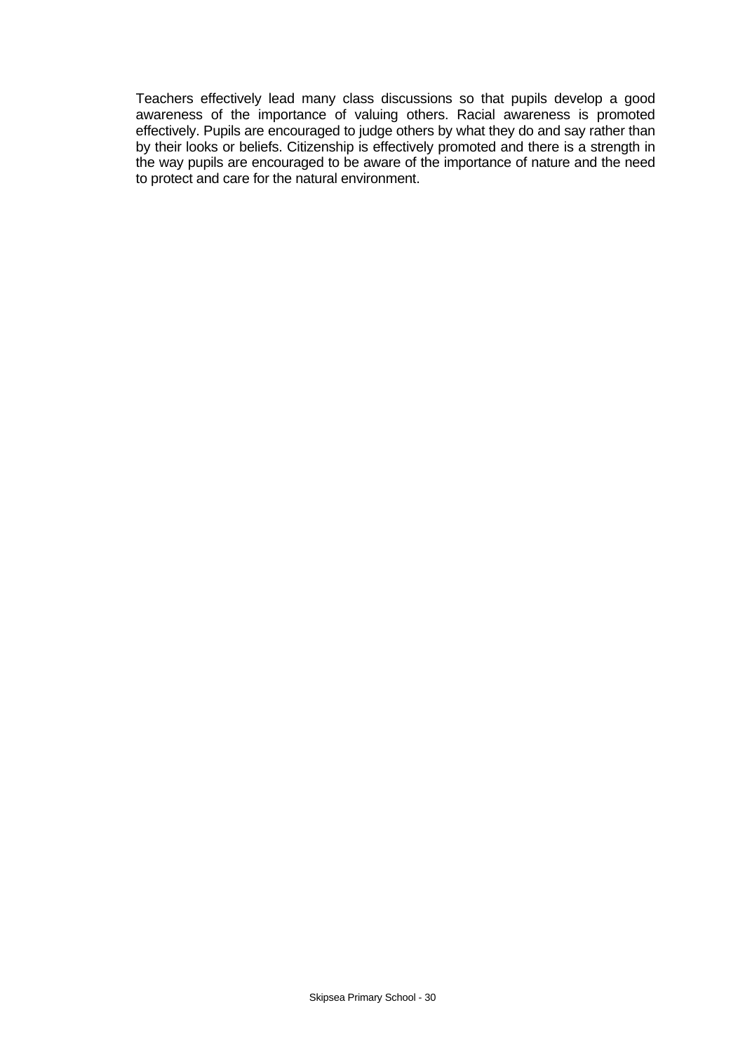Teachers effectively lead many class discussions so that pupils develop a good awareness of the importance of valuing others. Racial awareness is promoted effectively. Pupils are encouraged to judge others by what they do and say rather than by their looks or beliefs. Citizenship is effectively promoted and there is a strength in the way pupils are encouraged to be aware of the importance of nature and the need to protect and care for the natural environment.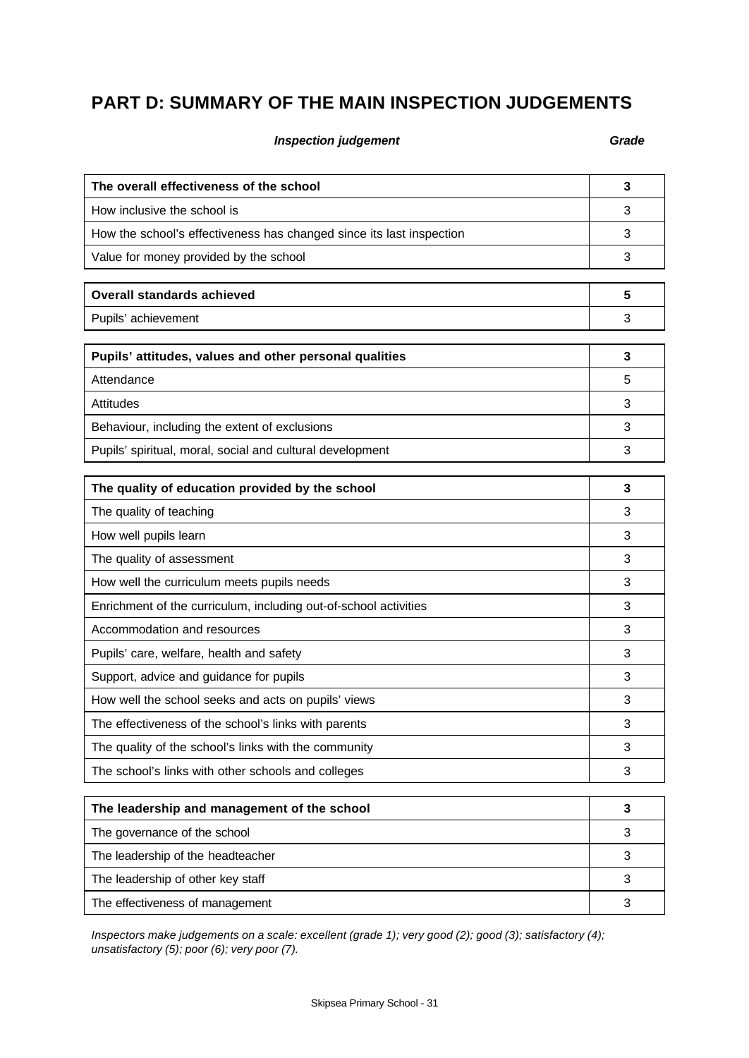# PART D: SUMMARY OF THE MAIN INSPECTION JUDGEMENTS

| *Inspection judgement* | *Grade* |
|---|---|
| **The overall effectiveness of the school** | **3** |
| How inclusive the school is | 3 |
| How the school's effectiveness has changed since its last inspection | 3 |
| Value for money provided by the school | 3 |
| **Overall standards achieved** | **5** |
| Pupils' achievement | 3 |
| **Pupils' attitudes, values and other personal qualities** | **3** |
| Attendance | 5 |
| Attitudes | 3 |
| Behaviour, including the extent of exclusions | 3 |
| Pupils' spiritual, moral, social and cultural development | 3 |
| **The quality of education provided by the school** | **3** |
| The quality of teaching | 3 |
| How well pupils learn | 3 |
| The quality of assessment | 3 |
| How well the curriculum meets pupils needs | 3 |
| Enrichment of the curriculum, including out-of-school activities | 3 |
| Accommodation and resources | 3 |
| Pupils' care, welfare, health and safety | 3 |
| Support, advice and guidance for pupils | 3 |
| How well the school seeks and acts on pupils' views | 3 |
| The effectiveness of the school's links with parents | 3 |
| The quality of the school's links with the community | 3 |
| The school's links with other schools and colleges | 3 |
| **The leadership and management of the school** | **3** |
| The governance of the school | 3 |
| The leadership of the headteacher | 3 |
| The leadership of other key staff | 3 |
| The effectiveness of management | 3 |

*Inspectors make judgements on a scale: excellent (grade 1); very good (2); good (3); satisfactory (4); unsatisfactory (5); poor (6); very poor (7).*